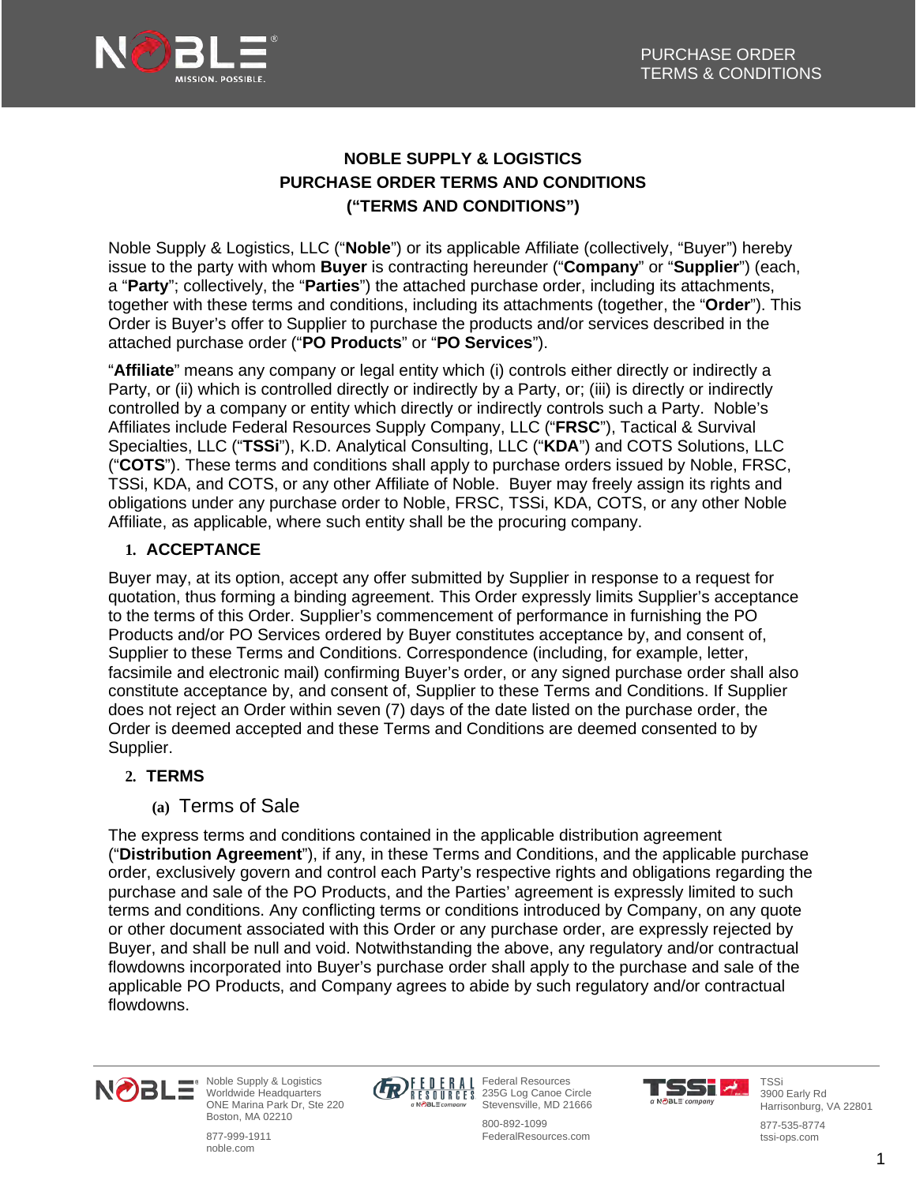# NOBLE SUPPLY & LOGISTICS
# PURCHASE ORDER TERMS AND CONDITIONS
# ("TERMS AND CONDITIONS")

Noble Supply & Logistics, LLC ("**Noble**") or its applicable Affiliate (collectively, "Buyer") hereby issue to the party with whom **Buyer** is contracting hereunder ("**Company**" or "**Supplier**") (each, a "**Party**"; collectively, the "**Parties**") the attached purchase order, including its attachments, together with these terms and conditions, including its attachments (together, the "**Order**"). This Order is Buyer's offer to Supplier to purchase the products and/or services described in the attached purchase order ("**PO Products**" or "**PO Services**").

"**Affiliate**" means any company or legal entity which (i) controls either directly or indirectly a Party, or (ii) which is controlled directly or indirectly by a Party, or; (iii) is directly or indirectly controlled by a company or entity which directly or indirectly controls such a Party. Noble's Affiliates include Federal Resources Supply Company, LLC ("**FRSC**"), Tactical & Survival Specialties, LLC ("**TSSi**"), K.D. Analytical Consulting, LLC ("**KDA**") and COTS Solutions, LLC ("**COTS**"). These terms and conditions shall apply to purchase orders issued by Noble, FRSC, TSSi, KDA, and COTS, or any other Affiliate of Noble. Buyer may freely assign its rights and obligations under any purchase order to Noble, FRSC, TSSi, KDA, COTS, or any other Noble Affiliate, as applicable, where such entity shall be the procuring company.

## 1. ACCEPTANCE

Buyer may, at its option, accept any offer submitted by Supplier in response to a request for quotation, thus forming a binding agreement. This Order expressly limits Supplier's acceptance to the terms of this Order. Supplier's commencement of performance in furnishing the PO Products and/or PO Services ordered by Buyer constitutes acceptance by, and consent of, Supplier to these Terms and Conditions. Correspondence (including, for example, letter, facsimile and electronic mail) confirming Buyer's order, or any signed purchase order shall also constitute acceptance by, and consent of, Supplier to these Terms and Conditions. If Supplier does not reject an Order within seven (7) days of the date listed on the purchase order, the Order is deemed accepted and these Terms and Conditions are deemed consented to by Supplier.

## 2. TERMS

### (a) Terms of Sale

The express terms and conditions contained in the applicable distribution agreement ("**Distribution Agreement**"), if any, in these Terms and Conditions, and the applicable purchase order, exclusively govern and control each Party's respective rights and obligations regarding the purchase and sale of the PO Products, and the Parties' agreement is expressly limited to such terms and conditions. Any conflicting terms or conditions introduced by Company, on any quote or other document associated with this Order or any purchase order, are expressly rejected by Buyer, and shall be null and void. Notwithstanding the above, any regulatory and/or contractual flowdowns incorporated into Buyer's purchase order shall apply to the purchase and sale of the applicable PO Products, and Company agrees to abide by such regulatory and/or contractual flowdowns.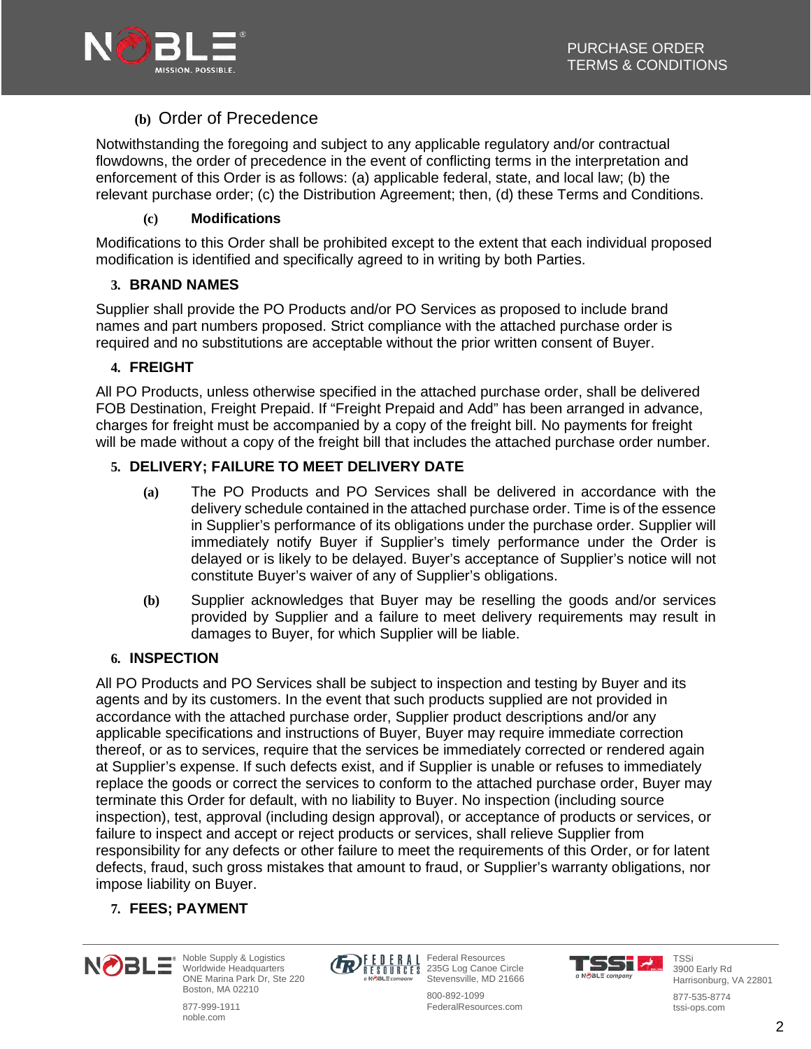### (b) Order of Precedence

Notwithstanding the foregoing and subject to any applicable regulatory and/or contractual flowdowns, the order of precedence in the event of conflicting terms in the interpretation and enforcement of this Order is as follows: (a) applicable federal, state, and local law; (b) the relevant purchase order; (c) the Distribution Agreement; then, (d) these Terms and Conditions.

### (c) Modifications

Modifications to this Order shall be prohibited except to the extent that each individual proposed modification is identified and specifically agreed to in writing by both Parties.

## 3. BRAND NAMES

Supplier shall provide the PO Products and/or PO Services as proposed to include brand names and part numbers proposed. Strict compliance with the attached purchase order is required and no substitutions are acceptable without the prior written consent of Buyer.

## 4. FREIGHT

All PO Products, unless otherwise specified in the attached purchase order, shall be delivered FOB Destination, Freight Prepaid. If “Freight Prepaid and Add” has been arranged in advance, charges for freight must be accompanied by a copy of the freight bill. No payments for freight will be made without a copy of the freight bill that includes the attached purchase order number.

## 5. DELIVERY; FAILURE TO MEET DELIVERY DATE

**(a)** The PO Products and PO Services shall be delivered in accordance with the delivery schedule contained in the attached purchase order. Time is of the essence in Supplier’s performance of its obligations under the purchase order. Supplier will immediately notify Buyer if Supplier’s timely performance under the Order is delayed or is likely to be delayed. Buyer’s acceptance of Supplier’s notice will not constitute Buyer’s waiver of any of Supplier’s obligations.

**(b)** Supplier acknowledges that Buyer may be reselling the goods and/or services provided by Supplier and a failure to meet delivery requirements may result in damages to Buyer, for which Supplier will be liable.

## 6. INSPECTION

All PO Products and PO Services shall be subject to inspection and testing by Buyer and its agents and by its customers. In the event that such products supplied are not provided in accordance with the attached purchase order, Supplier product descriptions and/or any applicable specifications and instructions of Buyer, Buyer may require immediate correction thereof, or as to services, require that the services be immediately corrected or rendered again at Supplier’s expense. If such defects exist, and if Supplier is unable or refuses to immediately replace the goods or correct the services to conform to the attached purchase order, Buyer may terminate this Order for default, with no liability to Buyer. No inspection (including source inspection), test, approval (including design approval), or acceptance of products or services, or failure to inspect and accept or reject products or services, shall relieve Supplier from responsibility for any defects or other failure to meet the requirements of this Order, or for latent defects, fraud, such gross mistakes that amount to fraud, or Supplier’s warranty obligations, nor impose liability on Buyer.

## 7. FEES; PAYMENT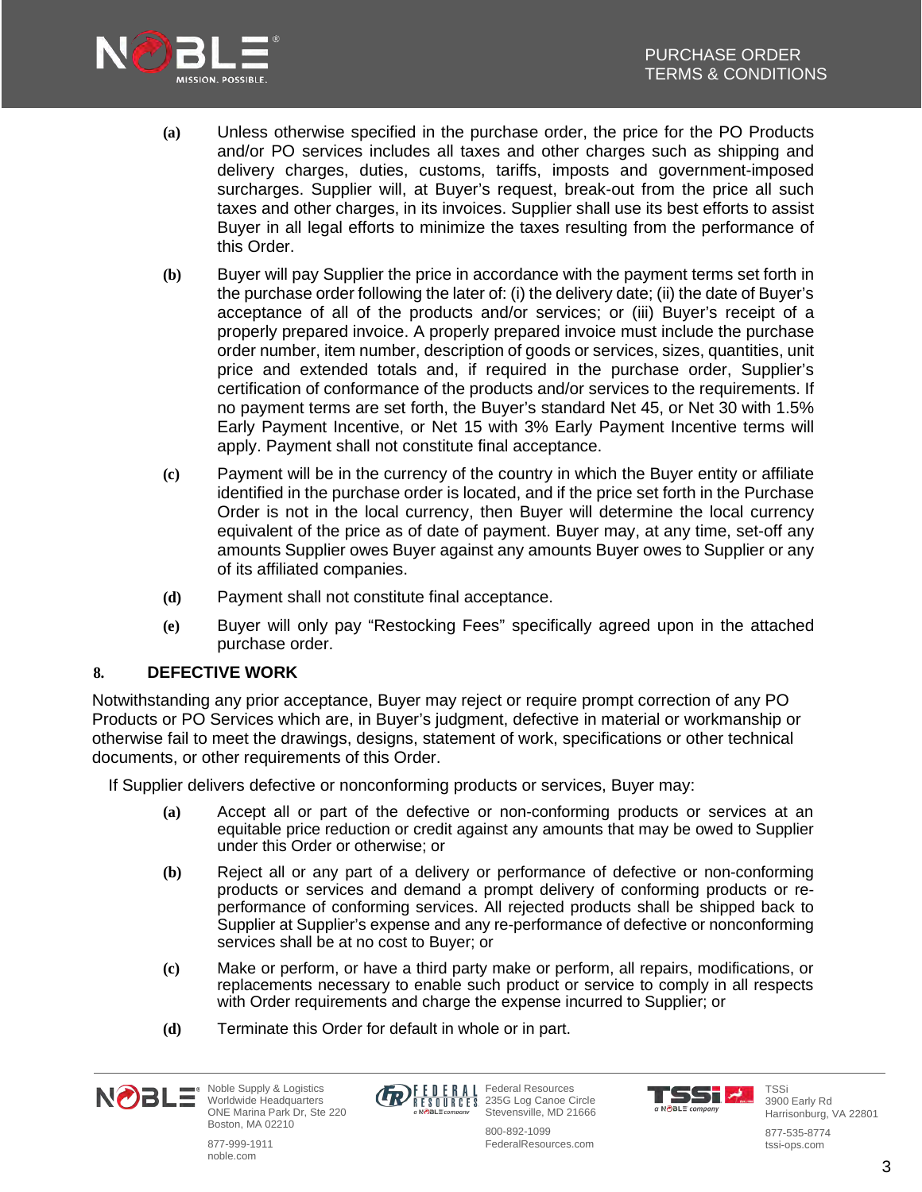**(a)** Unless otherwise specified in the purchase order, the price for the PO Products and/or PO services includes all taxes and other charges such as shipping and delivery charges, duties, customs, tariffs, imposts and government-imposed surcharges. Supplier will, at Buyer's request, break-out from the price all such taxes and other charges, in its invoices. Supplier shall use its best efforts to assist Buyer in all legal efforts to minimize the taxes resulting from the performance of this Order.

**(b)** Buyer will pay Supplier the price in accordance with the payment terms set forth in the purchase order following the later of: (i) the delivery date; (ii) the date of Buyer's acceptance of all of the products and/or services; or (iii) Buyer's receipt of a properly prepared invoice. A properly prepared invoice must include the purchase order number, item number, description of goods or services, sizes, quantities, unit price and extended totals and, if required in the purchase order, Supplier's certification of conformance of the products and/or services to the requirements. If no payment terms are set forth, the Buyer's standard Net 45, or Net 30 with 1.5% Early Payment Incentive, or Net 15 with 3% Early Payment Incentive terms will apply. Payment shall not constitute final acceptance.

**(c)** Payment will be in the currency of the country in which the Buyer entity or affiliate identified in the purchase order is located, and if the price set forth in the Purchase Order is not in the local currency, then Buyer will determine the local currency equivalent of the price as of date of payment. Buyer may, at any time, set-off any amounts Supplier owes Buyer against any amounts Buyer owes to Supplier or any of its affiliated companies.

**(d)** Payment shall not constitute final acceptance.

**(e)** Buyer will only pay "Restocking Fees" specifically agreed upon in the attached purchase order.

## 8. DEFECTIVE WORK

Notwithstanding any prior acceptance, Buyer may reject or require prompt correction of any PO Products or PO Services which are, in Buyer's judgment, defective in material or workmanship or otherwise fail to meet the drawings, designs, statement of work, specifications or other technical documents, or other requirements of this Order.

If Supplier delivers defective or nonconforming products or services, Buyer may:

**(a)** Accept all or part of the defective or non-conforming products or services at an equitable price reduction or credit against any amounts that may be owed to Supplier under this Order or otherwise; or

**(b)** Reject all or any part of a delivery or performance of defective or non-conforming products or services and demand a prompt delivery of conforming products or re-performance of conforming services. All rejected products shall be shipped back to Supplier at Supplier's expense and any re-performance of defective or nonconforming services shall be at no cost to Buyer; or

**(c)** Make or perform, or have a third party make or perform, all repairs, modifications, or replacements necessary to enable such product or service to comply in all respects with Order requirements and charge the expense incurred to Supplier; or

**(d)** Terminate this Order for default in whole or in part.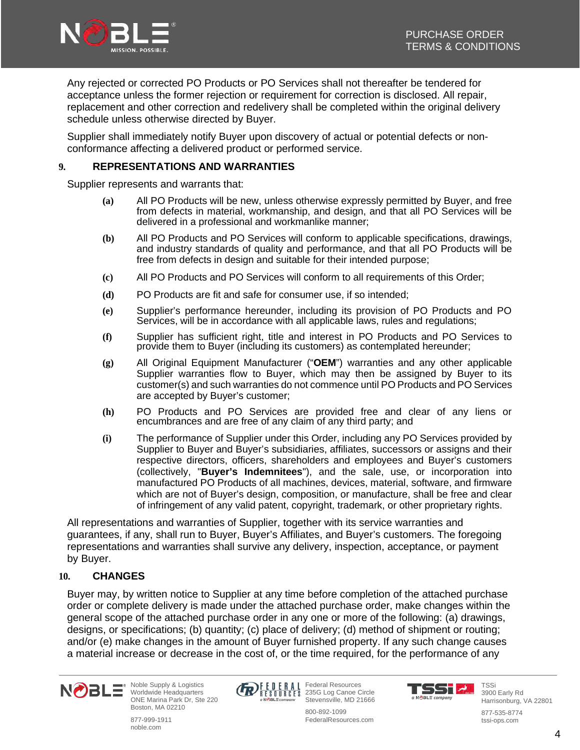Any rejected or corrected PO Products or PO Services shall not thereafter be tendered for acceptance unless the former rejection or requirement for correction is disclosed. All repair, replacement and other correction and redelivery shall be completed within the original delivery schedule unless otherwise directed by Buyer.

Supplier shall immediately notify Buyer upon discovery of actual or potential defects or non-conformance affecting a delivered product or performed service.

## 9. REPRESENTATIONS AND WARRANTIES

Supplier represents and warrants that:

**(a)** All PO Products will be new, unless otherwise expressly permitted by Buyer, and free from defects in material, workmanship, and design, and that all PO Services will be delivered in a professional and workmanlike manner;

**(b)** All PO Products and PO Services will conform to applicable specifications, drawings, and industry standards of quality and performance, and that all PO Products will be free from defects in design and suitable for their intended purpose;

**(c)** All PO Products and PO Services will conform to all requirements of this Order;

**(d)** PO Products are fit and safe for consumer use, if so intended;

**(e)** Supplier's performance hereunder, including its provision of PO Products and PO Services, will be in accordance with all applicable laws, rules and regulations;

**(f)** Supplier has sufficient right, title and interest in PO Products and PO Services to provide them to Buyer (including its customers) as contemplated hereunder;

**(g)** All Original Equipment Manufacturer ("**OEM**") warranties and any other applicable Supplier warranties flow to Buyer, which may then be assigned by Buyer to its customer(s) and such warranties do not commence until PO Products and PO Services are accepted by Buyer's customer;

**(h)** PO Products and PO Services are provided free and clear of any liens or encumbrances and are free of any claim of any third party; and

**(i)** The performance of Supplier under this Order, including any PO Services provided by Supplier to Buyer and Buyer's subsidiaries, affiliates, successors or assigns and their respective directors, officers, shareholders and employees and Buyer's customers (collectively, "**Buyer's Indemnitees**"), and the sale, use, or incorporation into manufactured PO Products of all machines, devices, material, software, and firmware which are not of Buyer's design, composition, or manufacture, shall be free and clear of infringement of any valid patent, copyright, trademark, or other proprietary rights.

All representations and warranties of Supplier, together with its service warranties and guarantees, if any, shall run to Buyer, Buyer's Affiliates, and Buyer's customers. The foregoing representations and warranties shall survive any delivery, inspection, acceptance, or payment by Buyer.

## 10. CHANGES

Buyer may, by written notice to Supplier at any time before completion of the attached purchase order or complete delivery is made under the attached purchase order, make changes within the general scope of the attached purchase order in any one or more of the following: (a) drawings, designs, or specifications; (b) quantity; (c) place of delivery; (d) method of shipment or routing; and/or (e) make changes in the amount of Buyer furnished property. If any such change causes a material increase or decrease in the cost of, or the time required, for the performance of any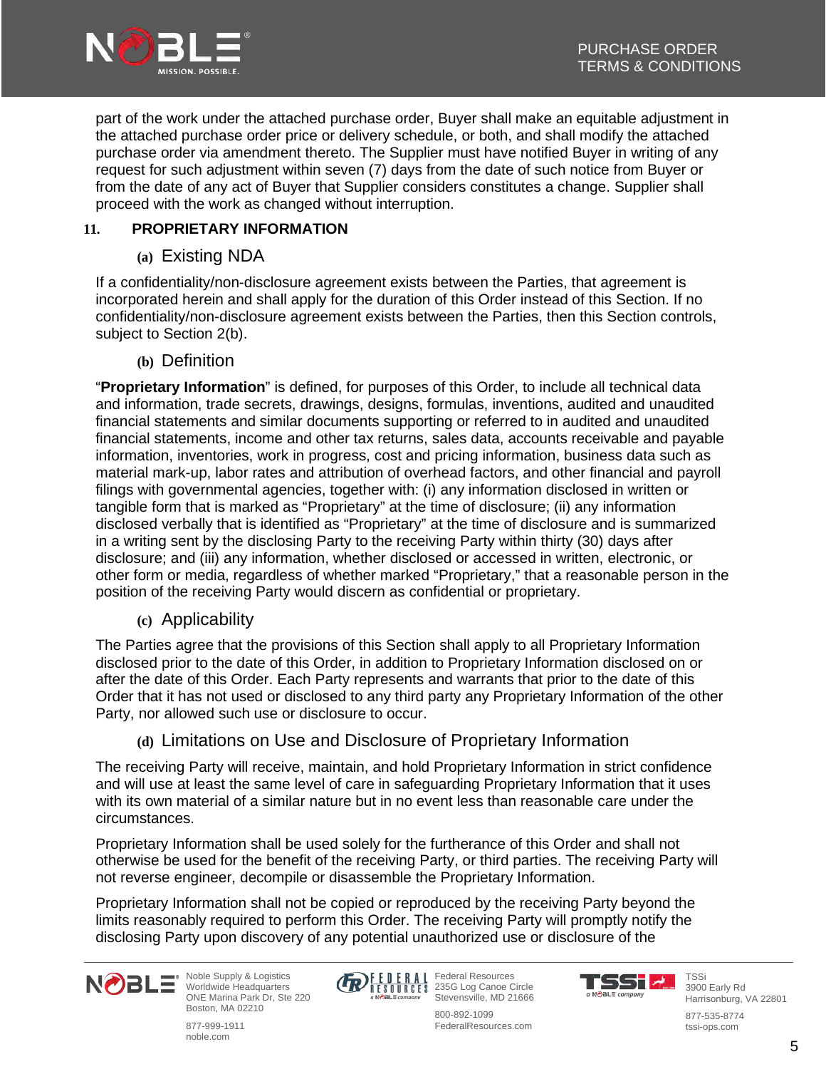part of the work under the attached purchase order, Buyer shall make an equitable adjustment in the attached purchase order price or delivery schedule, or both, and shall modify the attached purchase order via amendment thereto. The Supplier must have notified Buyer in writing of any request for such adjustment within seven (7) days from the date of such notice from Buyer or from the date of any act of Buyer that Supplier considers constitutes a change. Supplier shall proceed with the work as changed without interruption.

## 11. PROPRIETARY INFORMATION

### (a) Existing NDA

If a confidentiality/non-disclosure agreement exists between the Parties, that agreement is incorporated herein and shall apply for the duration of this Order instead of this Section. If no confidentiality/non-disclosure agreement exists between the Parties, then this Section controls, subject to Section 2(b).

### (b) Definition

"**Proprietary Information**" is defined, for purposes of this Order, to include all technical data and information, trade secrets, drawings, designs, formulas, inventions, audited and unaudited financial statements and similar documents supporting or referred to in audited and unaudited financial statements, income and other tax returns, sales data, accounts receivable and payable information, inventories, work in progress, cost and pricing information, business data such as material mark-up, labor rates and attribution of overhead factors, and other financial and payroll filings with governmental agencies, together with: (i) any information disclosed in written or tangible form that is marked as "Proprietary" at the time of disclosure; (ii) any information disclosed verbally that is identified as "Proprietary" at the time of disclosure and is summarized in a writing sent by the disclosing Party to the receiving Party within thirty (30) days after disclosure; and (iii) any information, whether disclosed or accessed in written, electronic, or other form or media, regardless of whether marked "Proprietary," that a reasonable person in the position of the receiving Party would discern as confidential or proprietary.

### (c) Applicability

The Parties agree that the provisions of this Section shall apply to all Proprietary Information disclosed prior to the date of this Order, in addition to Proprietary Information disclosed on or after the date of this Order. Each Party represents and warrants that prior to the date of this Order that it has not used or disclosed to any third party any Proprietary Information of the other Party, nor allowed such use or disclosure to occur.

### (d) Limitations on Use and Disclosure of Proprietary Information

The receiving Party will receive, maintain, and hold Proprietary Information in strict confidence and will use at least the same level of care in safeguarding Proprietary Information that it uses with its own material of a similar nature but in no event less than reasonable care under the circumstances.

Proprietary Information shall be used solely for the furtherance of this Order and shall not otherwise be used for the benefit of the receiving Party, or third parties. The receiving Party will not reverse engineer, decompile or disassemble the Proprietary Information.

Proprietary Information shall not be copied or reproduced by the receiving Party beyond the limits reasonably required to perform this Order. The receiving Party will promptly notify the disclosing Party upon discovery of any potential unauthorized use or disclosure of the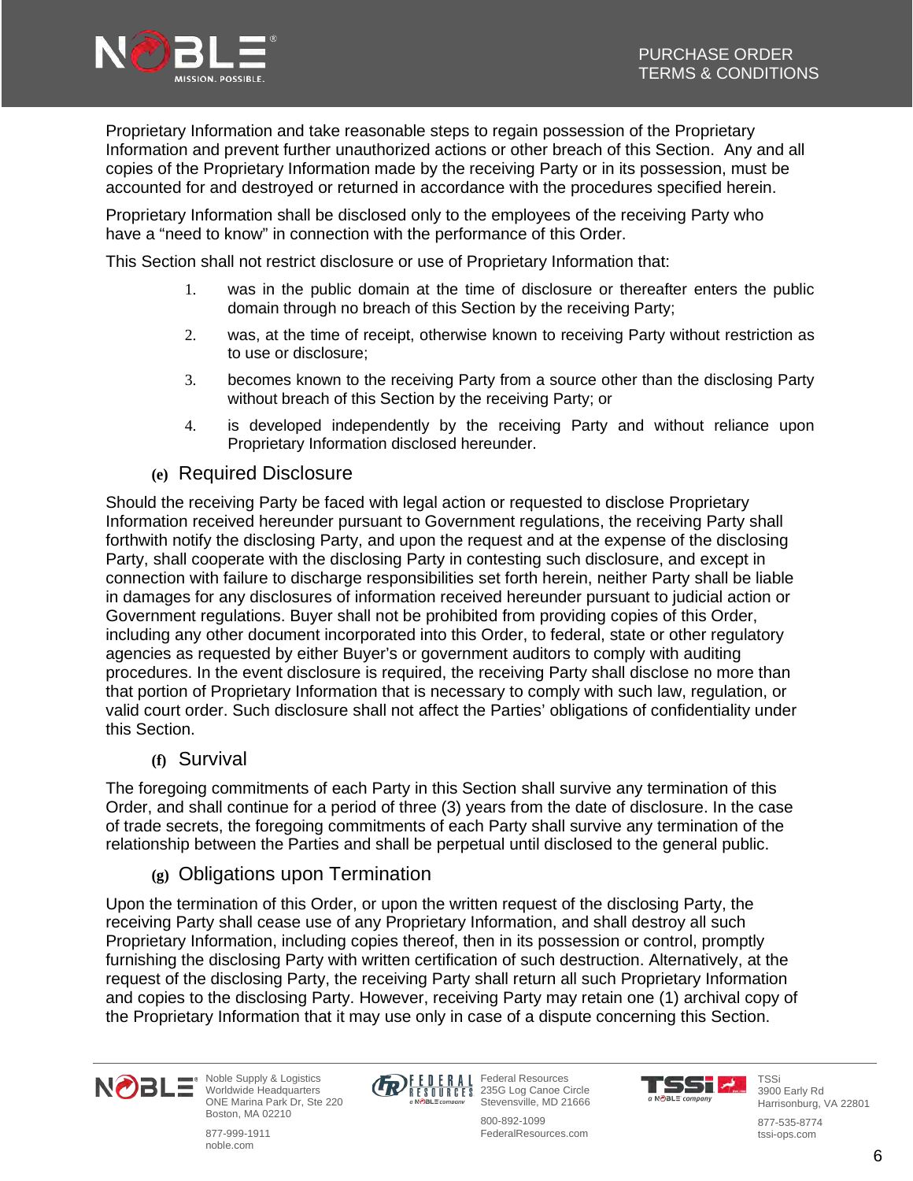Proprietary Information and take reasonable steps to regain possession of the Proprietary Information and prevent further unauthorized actions or other breach of this Section. Any and all copies of the Proprietary Information made by the receiving Party or in its possession, must be accounted for and destroyed or returned in accordance with the procedures specified herein.

Proprietary Information shall be disclosed only to the employees of the receiving Party who have a "need to know" in connection with the performance of this Order.

This Section shall not restrict disclosure or use of Proprietary Information that:

1. was in the public domain at the time of disclosure or thereafter enters the public domain through no breach of this Section by the receiving Party;
2. was, at the time of receipt, otherwise known to receiving Party without restriction as to use or disclosure;
3. becomes known to the receiving Party from a source other than the disclosing Party without breach of this Section by the receiving Party; or
4. is developed independently by the receiving Party and without reliance upon Proprietary Information disclosed hereunder.

### (e) Required Disclosure

Should the receiving Party be faced with legal action or requested to disclose Proprietary Information received hereunder pursuant to Government regulations, the receiving Party shall forthwith notify the disclosing Party, and upon the request and at the expense of the disclosing Party, shall cooperate with the disclosing Party in contesting such disclosure, and except in connection with failure to discharge responsibilities set forth herein, neither Party shall be liable in damages for any disclosures of information received hereunder pursuant to judicial action or Government regulations. Buyer shall not be prohibited from providing copies of this Order, including any other document incorporated into this Order, to federal, state or other regulatory agencies as requested by either Buyer's or government auditors to comply with auditing procedures. In the event disclosure is required, the receiving Party shall disclose no more than that portion of Proprietary Information that is necessary to comply with such law, regulation, or valid court order. Such disclosure shall not affect the Parties' obligations of confidentiality under this Section.

### (f) Survival

The foregoing commitments of each Party in this Section shall survive any termination of this Order, and shall continue for a period of three (3) years from the date of disclosure. In the case of trade secrets, the foregoing commitments of each Party shall survive any termination of the relationship between the Parties and shall be perpetual until disclosed to the general public.

### (g) Obligations upon Termination

Upon the termination of this Order, or upon the written request of the disclosing Party, the receiving Party shall cease use of any Proprietary Information, and shall destroy all such Proprietary Information, including copies thereof, then in its possession or control, promptly furnishing the disclosing Party with written certification of such destruction. Alternatively, at the request of the disclosing Party, the receiving Party shall return all such Proprietary Information and copies to the disclosing Party. However, receiving Party may retain one (1) archival copy of the Proprietary Information that it may use only in case of a dispute concerning this Section.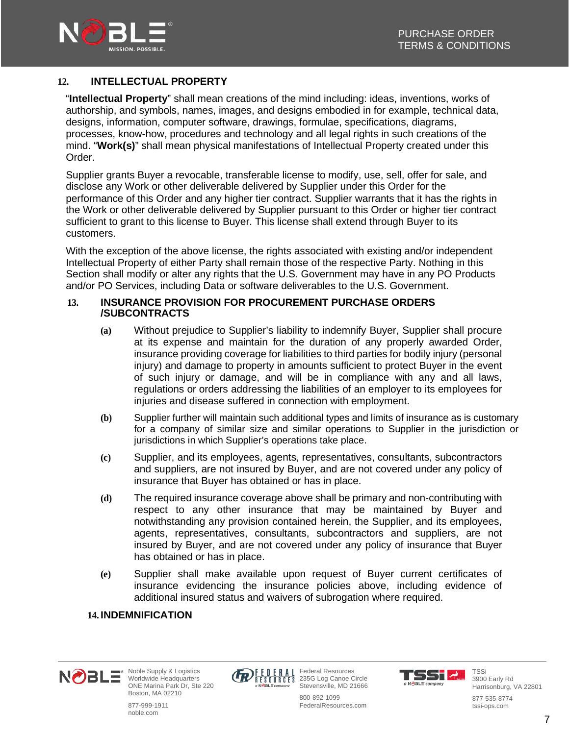## 12. INTELLECTUAL PROPERTY

"**Intellectual Property**" shall mean creations of the mind including: ideas, inventions, works of authorship, and symbols, names, images, and designs embodied in for example, technical data, designs, information, computer software, drawings, formulae, specifications, diagrams, processes, know-how, procedures and technology and all legal rights in such creations of the mind. "**Work(s)**" shall mean physical manifestations of Intellectual Property created under this Order.

Supplier grants Buyer a revocable, transferable license to modify, use, sell, offer for sale, and disclose any Work or other deliverable delivered by Supplier under this Order for the performance of this Order and any higher tier contract. Supplier warrants that it has the rights in the Work or other deliverable delivered by Supplier pursuant to this Order or higher tier contract sufficient to grant to this license to Buyer. This license shall extend through Buyer to its customers.

With the exception of the above license, the rights associated with existing and/or independent Intellectual Property of either Party shall remain those of the respective Party. Nothing in this Section shall modify or alter any rights that the U.S. Government may have in any PO Products and/or PO Services, including Data or software deliverables to the U.S. Government.

## 13. INSURANCE PROVISION FOR PROCUREMENT PURCHASE ORDERS /SUBCONTRACTS

**(a)** Without prejudice to Supplier's liability to indemnify Buyer, Supplier shall procure at its expense and maintain for the duration of any properly awarded Order, insurance providing coverage for liabilities to third parties for bodily injury (personal injury) and damage to property in amounts sufficient to protect Buyer in the event of such injury or damage, and will be in compliance with any and all laws, regulations or orders addressing the liabilities of an employer to its employees for injuries and disease suffered in connection with employment.

**(b)** Supplier further will maintain such additional types and limits of insurance as is customary for a company of similar size and similar operations to Supplier in the jurisdiction or jurisdictions in which Supplier's operations take place.

**(c)** Supplier, and its employees, agents, representatives, consultants, subcontractors and suppliers, are not insured by Buyer, and are not covered under any policy of insurance that Buyer has obtained or has in place.

**(d)** The required insurance coverage above shall be primary and non-contributing with respect to any other insurance that may be maintained by Buyer and notwithstanding any provision contained herein, the Supplier, and its employees, agents, representatives, consultants, subcontractors and suppliers, are not insured by Buyer, and are not covered under any policy of insurance that Buyer has obtained or has in place.

**(e)** Supplier shall make available upon request of Buyer current certificates of insurance evidencing the insurance policies above, including evidence of additional insured status and waivers of subrogation where required.

## 14. INDEMNIFICATION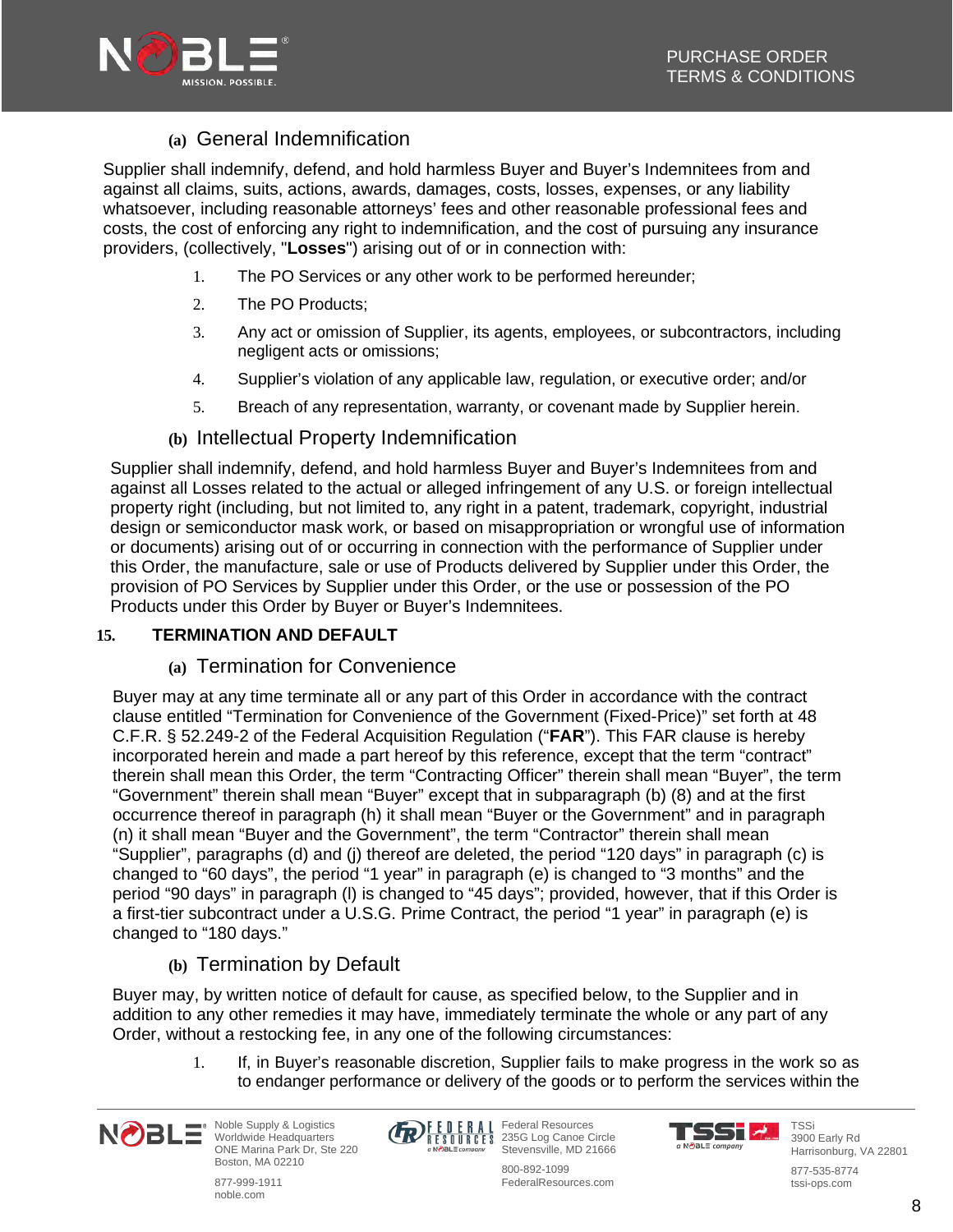### (a) General Indemnification

Supplier shall indemnify, defend, and hold harmless Buyer and Buyer's Indemnitees from and against all claims, suits, actions, awards, damages, costs, losses, expenses, or any liability whatsoever, including reasonable attorneys' fees and other reasonable professional fees and costs, the cost of enforcing any right to indemnification, and the cost of pursuing any insurance providers, (collectively, "**Losses**") arising out of or in connection with:

1. The PO Services or any other work to be performed hereunder;
2. The PO Products;
3. Any act or omission of Supplier, its agents, employees, or subcontractors, including negligent acts or omissions;
4. Supplier's violation of any applicable law, regulation, or executive order; and/or
5. Breach of any representation, warranty, or covenant made by Supplier herein.

### (b) Intellectual Property Indemnification

Supplier shall indemnify, defend, and hold harmless Buyer and Buyer's Indemnitees from and against all Losses related to the actual or alleged infringement of any U.S. or foreign intellectual property right (including, but not limited to, any right in a patent, trademark, copyright, industrial design or semiconductor mask work, or based on misappropriation or wrongful use of information or documents) arising out of or occurring in connection with the performance of Supplier under this Order, the manufacture, sale or use of Products delivered by Supplier under this Order, the provision of PO Services by Supplier under this Order, or the use or possession of the PO Products under this Order by Buyer or Buyer's Indemnitees.

## 15. TERMINATION AND DEFAULT

### (a) Termination for Convenience

Buyer may at any time terminate all or any part of this Order in accordance with the contract clause entitled "Termination for Convenience of the Government (Fixed-Price)" set forth at 48 C.F.R. § 52.249-2 of the Federal Acquisition Regulation ("**FAR**"). This FAR clause is hereby incorporated herein and made a part hereof by this reference, except that the term "contract" therein shall mean this Order, the term "Contracting Officer" therein shall mean "Buyer", the term "Government" therein shall mean "Buyer" except that in subparagraph (b) (8) and at the first occurrence thereof in paragraph (h) it shall mean "Buyer or the Government" and in paragraph (n) it shall mean "Buyer and the Government", the term "Contractor" therein shall mean "Supplier", paragraphs (d) and (j) thereof are deleted, the period "120 days" in paragraph (c) is changed to "60 days", the period "1 year" in paragraph (e) is changed to "3 months" and the period "90 days" in paragraph (l) is changed to "45 days"; provided, however, that if this Order is a first-tier subcontract under a U.S.G. Prime Contract, the period "1 year" in paragraph (e) is changed to "180 days."

### (b) Termination by Default

Buyer may, by written notice of default for cause, as specified below, to the Supplier and in addition to any other remedies it may have, immediately terminate the whole or any part of any Order, without a restocking fee, in any one of the following circumstances:

1. If, in Buyer's reasonable discretion, Supplier fails to make progress in the work so as to endanger performance or delivery of the goods or to perform the services within the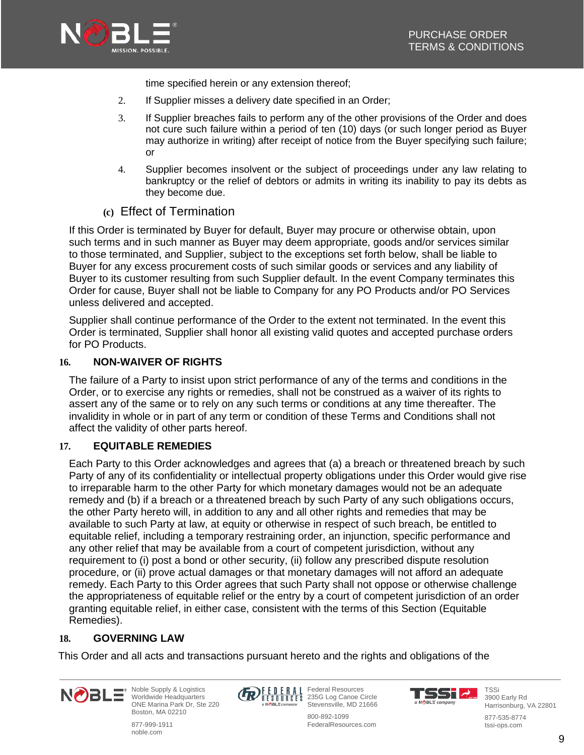time specified herein or any extension thereof;

2. If Supplier misses a delivery date specified in an Order;

3. If Supplier breaches fails to perform any of the other provisions of the Order and does not cure such failure within a period of ten (10) days (or such longer period as Buyer may authorize in writing) after receipt of notice from the Buyer specifying such failure; or

4. Supplier becomes insolvent or the subject of proceedings under any law relating to bankruptcy or the relief of debtors or admits in writing its inability to pay its debts as they become due.

### (c) Effect of Termination

If this Order is terminated by Buyer for default, Buyer may procure or otherwise obtain, upon such terms and in such manner as Buyer may deem appropriate, goods and/or services similar to those terminated, and Supplier, subject to the exceptions set forth below, shall be liable to Buyer for any excess procurement costs of such similar goods or services and any liability of Buyer to its customer resulting from such Supplier default. In the event Company terminates this Order for cause, Buyer shall not be liable to Company for any PO Products and/or PO Services unless delivered and accepted.

Supplier shall continue performance of the Order to the extent not terminated. In the event this Order is terminated, Supplier shall honor all existing valid quotes and accepted purchase orders for PO Products.

## 16. NON-WAIVER OF RIGHTS

The failure of a Party to insist upon strict performance of any of the terms and conditions in the Order, or to exercise any rights or remedies, shall not be construed as a waiver of its rights to assert any of the same or to rely on any such terms or conditions at any time thereafter. The invalidity in whole or in part of any term or condition of these Terms and Conditions shall not affect the validity of other parts hereof.

## 17. EQUITABLE REMEDIES

Each Party to this Order acknowledges and agrees that (a) a breach or threatened breach by such Party of any of its confidentiality or intellectual property obligations under this Order would give rise to irreparable harm to the other Party for which monetary damages would not be an adequate remedy and (b) if a breach or a threatened breach by such Party of any such obligations occurs, the other Party hereto will, in addition to any and all other rights and remedies that may be available to such Party at law, at equity or otherwise in respect of such breach, be entitled to equitable relief, including a temporary restraining order, an injunction, specific performance and any other relief that may be available from a court of competent jurisdiction, without any requirement to (i) post a bond or other security, (ii) follow any prescribed dispute resolution procedure, or (ii) prove actual damages or that monetary damages will not afford an adequate remedy. Each Party to this Order agrees that such Party shall not oppose or otherwise challenge the appropriateness of equitable relief or the entry by a court of competent jurisdiction of an order granting equitable relief, in either case, consistent with the terms of this Section (Equitable Remedies).

## 18. GOVERNING LAW

This Order and all acts and transactions pursuant hereto and the rights and obligations of the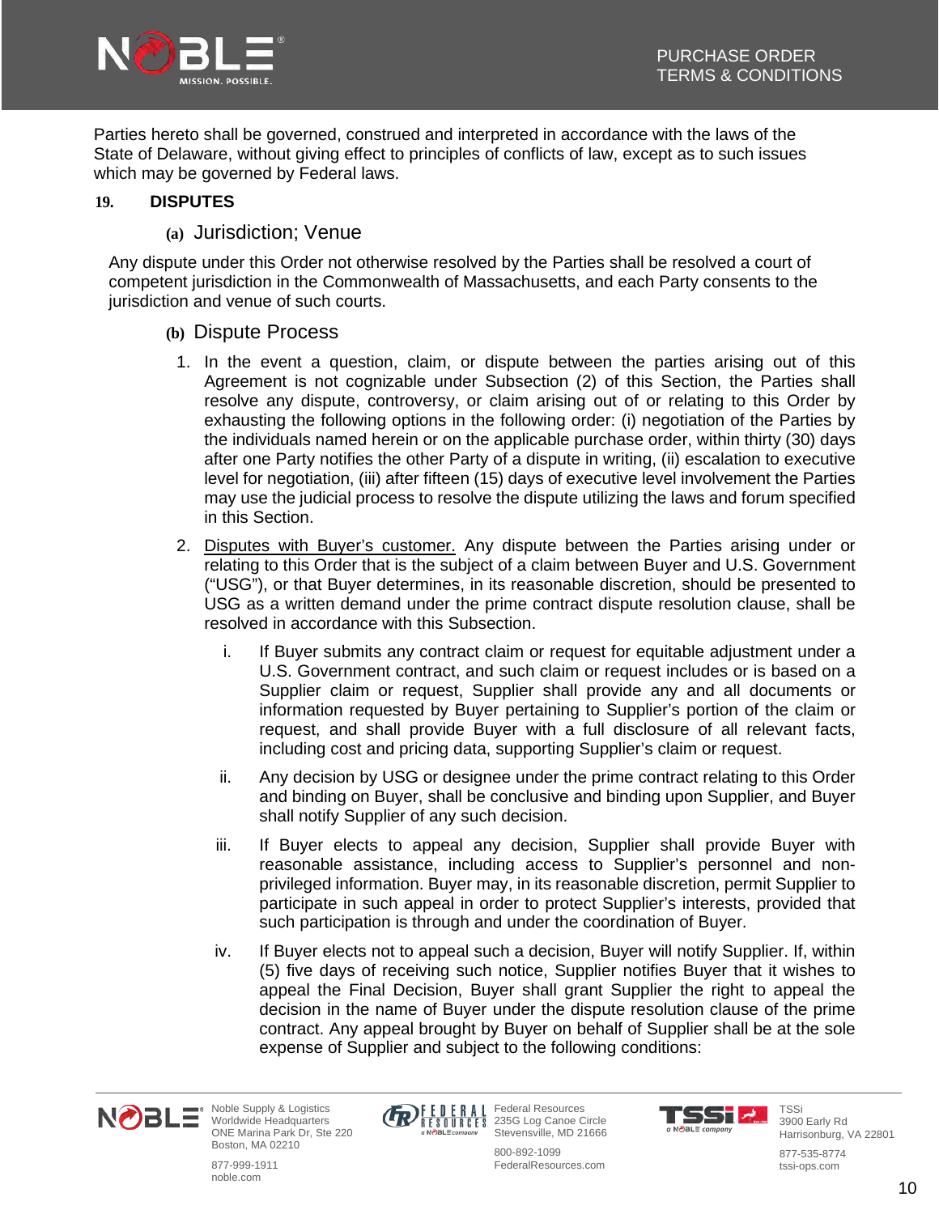Parties hereto shall be governed, construed and interpreted in accordance with the laws of the State of Delaware, without giving effect to principles of conflicts of law, except as to such issues which may be governed by Federal laws.

## 19. DISPUTES

### (a) Jurisdiction; Venue

Any dispute under this Order not otherwise resolved by the Parties shall be resolved a court of competent jurisdiction in the Commonwealth of Massachusetts, and each Party consents to the jurisdiction and venue of such courts.

### (b) Dispute Process

1. In the event a question, claim, or dispute between the parties arising out of this Agreement is not cognizable under Subsection (2) of this Section, the Parties shall resolve any dispute, controversy, or claim arising out of or relating to this Order by exhausting the following options in the following order: (i) negotiation of the Parties by the individuals named herein or on the applicable purchase order, within thirty (30) days after one Party notifies the other Party of a dispute in writing, (ii) escalation to executive level for negotiation, (iii) after fifteen (15) days of executive level involvement the Parties may use the judicial process to resolve the dispute utilizing the laws and forum specified in this Section.

2. Disputes with Buyer's customer. Any dispute between the Parties arising under or relating to this Order that is the subject of a claim between Buyer and U.S. Government ("USG"), or that Buyer determines, in its reasonable discretion, should be presented to USG as a written demand under the prime contract dispute resolution clause, shall be resolved in accordance with this Subsection.

   i. If Buyer submits any contract claim or request for equitable adjustment under a U.S. Government contract, and such claim or request includes or is based on a Supplier claim or request, Supplier shall provide any and all documents or information requested by Buyer pertaining to Supplier's portion of the claim or request, and shall provide Buyer with a full disclosure of all relevant facts, including cost and pricing data, supporting Supplier's claim or request.

   ii. Any decision by USG or designee under the prime contract relating to this Order and binding on Buyer, shall be conclusive and binding upon Supplier, and Buyer shall notify Supplier of any such decision.

   iii. If Buyer elects to appeal any decision, Supplier shall provide Buyer with reasonable assistance, including access to Supplier's personnel and non-privileged information. Buyer may, in its reasonable discretion, permit Supplier to participate in such appeal in order to protect Supplier's interests, provided that such participation is through and under the coordination of Buyer.

   iv. If Buyer elects not to appeal such a decision, Buyer will notify Supplier. If, within (5) five days of receiving such notice, Supplier notifies Buyer that it wishes to appeal the Final Decision, Buyer shall grant Supplier the right to appeal the decision in the name of Buyer under the dispute resolution clause of the prime contract. Any appeal brought by Buyer on behalf of Supplier shall be at the sole expense of Supplier and subject to the following conditions: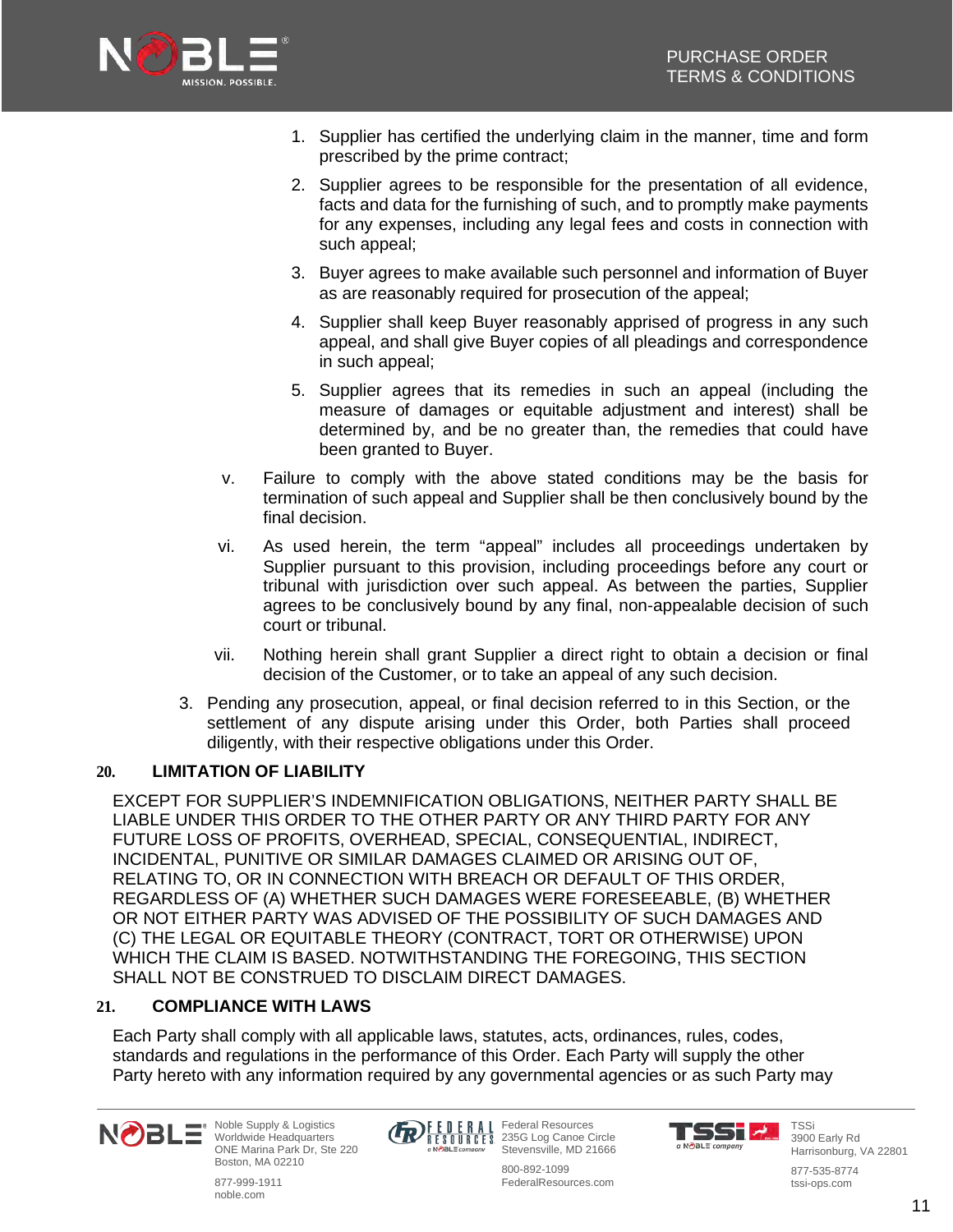1. Supplier has certified the underlying claim in the manner, time and form prescribed by the prime contract;
2. Supplier agrees to be responsible for the presentation of all evidence, facts and data for the furnishing of such, and to promptly make payments for any expenses, including any legal fees and costs in connection with such appeal;
3. Buyer agrees to make available such personnel and information of Buyer as are reasonably required for prosecution of the appeal;
4. Supplier shall keep Buyer reasonably apprised of progress in any such appeal, and shall give Buyer copies of all pleadings and correspondence in such appeal;
5. Supplier agrees that its remedies in such an appeal (including the measure of damages or equitable adjustment and interest) shall be determined by, and be no greater than, the remedies that could have been granted to Buyer.

v. Failure to comply with the above stated conditions may be the basis for termination of such appeal and Supplier shall be then conclusively bound by the final decision.

vi. As used herein, the term “appeal” includes all proceedings undertaken by Supplier pursuant to this provision, including proceedings before any court or tribunal with jurisdiction over such appeal. As between the parties, Supplier agrees to be conclusively bound by any final, non-appealable decision of such court or tribunal.

vii. Nothing herein shall grant Supplier a direct right to obtain a decision or final decision of the Customer, or to take an appeal of any such decision.

3. Pending any prosecution, appeal, or final decision referred to in this Section, or the settlement of any dispute arising under this Order, both Parties shall proceed diligently, with their respective obligations under this Order.

## 20. LIMITATION OF LIABILITY

EXCEPT FOR SUPPLIER’S INDEMNIFICATION OBLIGATIONS, NEITHER PARTY SHALL BE LIABLE UNDER THIS ORDER TO THE OTHER PARTY OR ANY THIRD PARTY FOR ANY FUTURE LOSS OF PROFITS, OVERHEAD, SPECIAL, CONSEQUENTIAL, INDIRECT, INCIDENTAL, PUNITIVE OR SIMILAR DAMAGES CLAIMED OR ARISING OUT OF, RELATING TO, OR IN CONNECTION WITH BREACH OR DEFAULT OF THIS ORDER, REGARDLESS OF (A) WHETHER SUCH DAMAGES WERE FORESEEABLE, (B) WHETHER OR NOT EITHER PARTY WAS ADVISED OF THE POSSIBILITY OF SUCH DAMAGES AND (C) THE LEGAL OR EQUITABLE THEORY (CONTRACT, TORT OR OTHERWISE) UPON WHICH THE CLAIM IS BASED. NOTWITHSTANDING THE FOREGOING, THIS SECTION SHALL NOT BE CONSTRUED TO DISCLAIM DIRECT DAMAGES.

## 21. COMPLIANCE WITH LAWS

Each Party shall comply with all applicable laws, statutes, acts, ordinances, rules, codes, standards and regulations in the performance of this Order. Each Party will supply the other Party hereto with any information required by any governmental agencies or as such Party may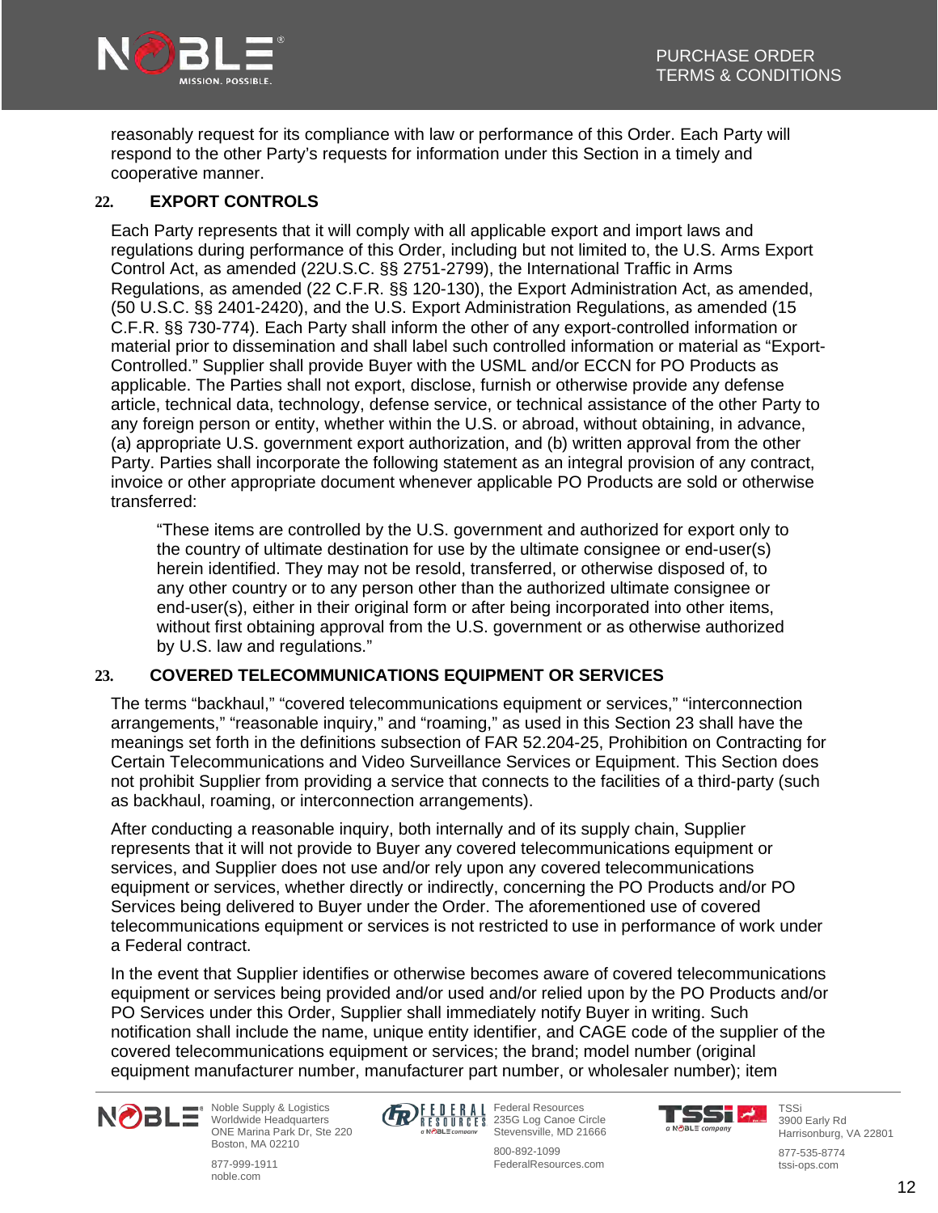reasonably request for its compliance with law or performance of this Order. Each Party will respond to the other Party's requests for information under this Section in a timely and cooperative manner.

## 22. EXPORT CONTROLS

Each Party represents that it will comply with all applicable export and import laws and regulations during performance of this Order, including but not limited to, the U.S. Arms Export Control Act, as amended (22U.S.C. §§ 2751-2799), the International Traffic in Arms Regulations, as amended (22 C.F.R. §§ 120-130), the Export Administration Act, as amended, (50 U.S.C. §§ 2401-2420), and the U.S. Export Administration Regulations, as amended (15 C.F.R. §§ 730-774). Each Party shall inform the other of any export-controlled information or material prior to dissemination and shall label such controlled information or material as "Export-Controlled." Supplier shall provide Buyer with the USML and/or ECCN for PO Products as applicable. The Parties shall not export, disclose, furnish or otherwise provide any defense article, technical data, technology, defense service, or technical assistance of the other Party to any foreign person or entity, whether within the U.S. or abroad, without obtaining, in advance, (a) appropriate U.S. government export authorization, and (b) written approval from the other Party. Parties shall incorporate the following statement as an integral provision of any contract, invoice or other appropriate document whenever applicable PO Products are sold or otherwise transferred:

> "These items are controlled by the U.S. government and authorized for export only to the country of ultimate destination for use by the ultimate consignee or end-user(s) herein identified. They may not be resold, transferred, or otherwise disposed of, to any other country or to any person other than the authorized ultimate consignee or end-user(s), either in their original form or after being incorporated into other items, without first obtaining approval from the U.S. government or as otherwise authorized by U.S. law and regulations."

## 23. COVERED TELECOMMUNICATIONS EQUIPMENT OR SERVICES

The terms "backhaul," "covered telecommunications equipment or services," "interconnection arrangements," "reasonable inquiry," and "roaming," as used in this Section 23 shall have the meanings set forth in the definitions subsection of FAR 52.204-25, Prohibition on Contracting for Certain Telecommunications and Video Surveillance Services or Equipment. This Section does not prohibit Supplier from providing a service that connects to the facilities of a third-party (such as backhaul, roaming, or interconnection arrangements).

After conducting a reasonable inquiry, both internally and of its supply chain, Supplier represents that it will not provide to Buyer any covered telecommunications equipment or services, and Supplier does not use and/or rely upon any covered telecommunications equipment or services, whether directly or indirectly, concerning the PO Products and/or PO Services being delivered to Buyer under the Order. The aforementioned use of covered telecommunications equipment or services is not restricted to use in performance of work under a Federal contract.

In the event that Supplier identifies or otherwise becomes aware of covered telecommunications equipment or services being provided and/or used and/or relied upon by the PO Products and/or PO Services under this Order, Supplier shall immediately notify Buyer in writing. Such notification shall include the name, unique entity identifier, and CAGE code of the supplier of the covered telecommunications equipment or services; the brand; model number (original equipment manufacturer number, manufacturer part number, or wholesaler number); item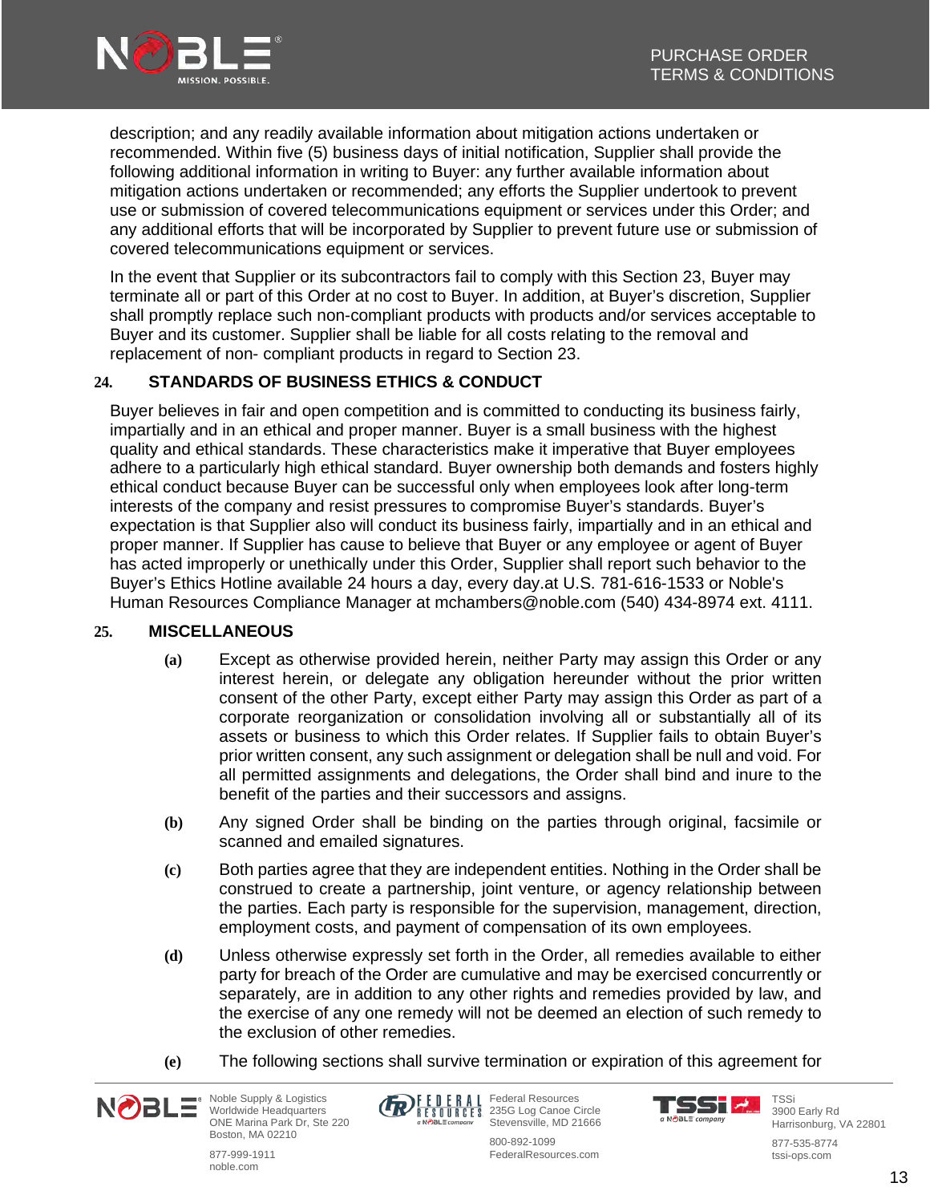description; and any readily available information about mitigation actions undertaken or recommended. Within five (5) business days of initial notification, Supplier shall provide the following additional information in writing to Buyer: any further available information about mitigation actions undertaken or recommended; any efforts the Supplier undertook to prevent use or submission of covered telecommunications equipment or services under this Order; and any additional efforts that will be incorporated by Supplier to prevent future use or submission of covered telecommunications equipment or services.

In the event that Supplier or its subcontractors fail to comply with this Section 23, Buyer may terminate all or part of this Order at no cost to Buyer. In addition, at Buyer's discretion, Supplier shall promptly replace such non-compliant products with products and/or services acceptable to Buyer and its customer. Supplier shall be liable for all costs relating to the removal and replacement of non- compliant products in regard to Section 23.

## 24. STANDARDS OF BUSINESS ETHICS & CONDUCT

Buyer believes in fair and open competition and is committed to conducting its business fairly, impartially and in an ethical and proper manner. Buyer is a small business with the highest quality and ethical standards. These characteristics make it imperative that Buyer employees adhere to a particularly high ethical standard. Buyer ownership both demands and fosters highly ethical conduct because Buyer can be successful only when employees look after long-term interests of the company and resist pressures to compromise Buyer's standards. Buyer's expectation is that Supplier also will conduct its business fairly, impartially and in an ethical and proper manner. If Supplier has cause to believe that Buyer or any employee or agent of Buyer has acted improperly or unethically under this Order, Supplier shall report such behavior to the Buyer's Ethics Hotline available 24 hours a day, every day.at U.S. 781-616-1533 or Noble's Human Resources Compliance Manager at mchambers@noble.com (540) 434-8974 ext. 4111.

## 25. MISCELLANEOUS

**(a)** Except as otherwise provided herein, neither Party may assign this Order or any interest herein, or delegate any obligation hereunder without the prior written consent of the other Party, except either Party may assign this Order as part of a corporate reorganization or consolidation involving all or substantially all of its assets or business to which this Order relates. If Supplier fails to obtain Buyer's prior written consent, any such assignment or delegation shall be null and void. For all permitted assignments and delegations, the Order shall bind and inure to the benefit of the parties and their successors and assigns.

**(b)** Any signed Order shall be binding on the parties through original, facsimile or scanned and emailed signatures.

**(c)** Both parties agree that they are independent entities. Nothing in the Order shall be construed to create a partnership, joint venture, or agency relationship between the parties. Each party is responsible for the supervision, management, direction, employment costs, and payment of compensation of its own employees.

**(d)** Unless otherwise expressly set forth in the Order, all remedies available to either party for breach of the Order are cumulative and may be exercised concurrently or separately, are in addition to any other rights and remedies provided by law, and the exercise of any one remedy will not be deemed an election of such remedy to the exclusion of other remedies.

**(e)** The following sections shall survive termination or expiration of this agreement for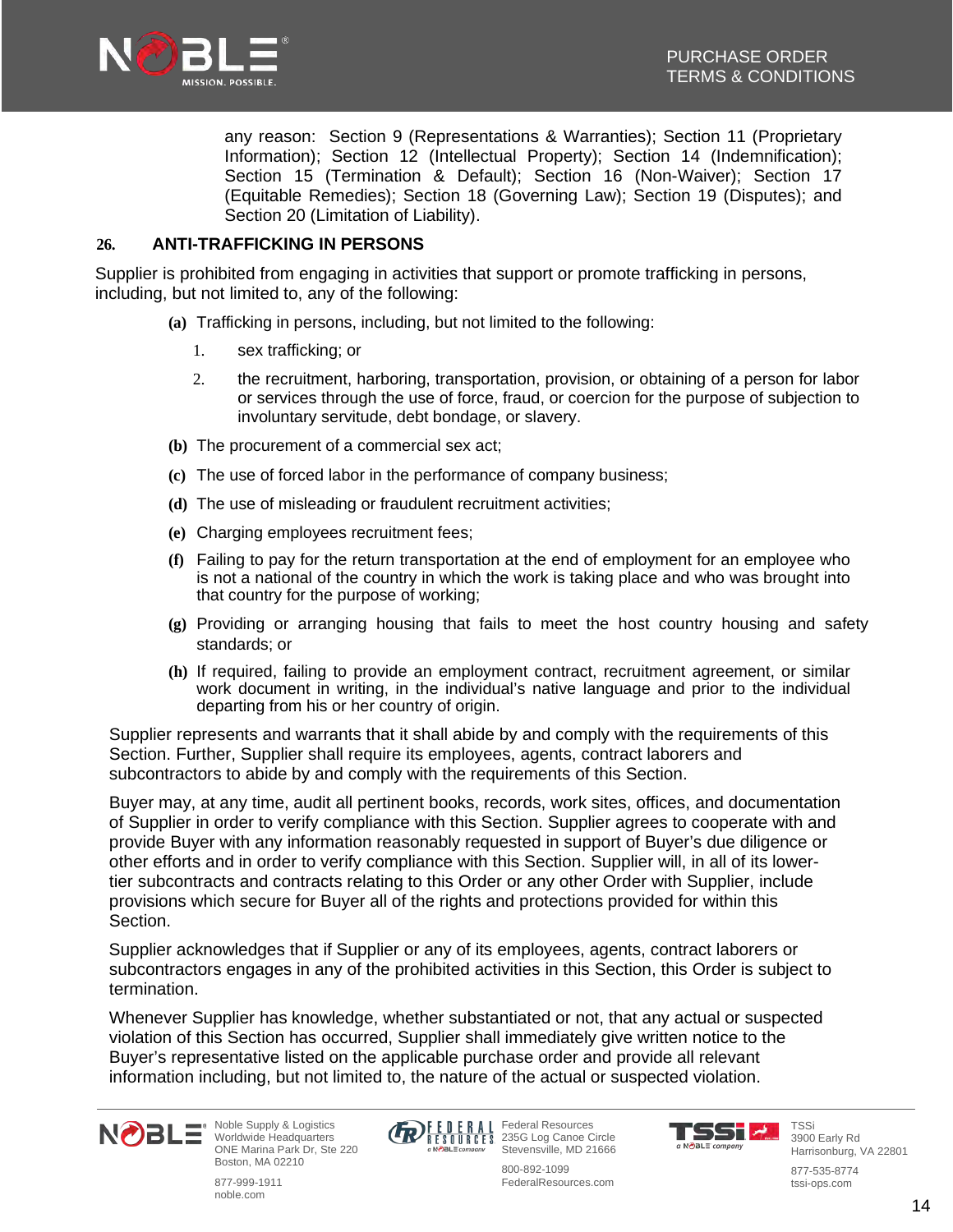any reason: Section 9 (Representations & Warranties); Section 11 (Proprietary Information); Section 12 (Intellectual Property); Section 14 (Indemnification); Section 15 (Termination & Default); Section 16 (Non-Waiver); Section 17 (Equitable Remedies); Section 18 (Governing Law); Section 19 (Disputes); and Section 20 (Limitation of Liability).

## 26. ANTI-TRAFFICKING IN PERSONS

Supplier is prohibited from engaging in activities that support or promote trafficking in persons, including, but not limited to, any of the following:

**(a)** Trafficking in persons, including, but not limited to the following:

1. sex trafficking; or
2. the recruitment, harboring, transportation, provision, or obtaining of a person for labor or services through the use of force, fraud, or coercion for the purpose of subjection to involuntary servitude, debt bondage, or slavery.

**(b)** The procurement of a commercial sex act;

**(c)** The use of forced labor in the performance of company business;

**(d)** The use of misleading or fraudulent recruitment activities;

**(e)** Charging employees recruitment fees;

**(f)** Failing to pay for the return transportation at the end of employment for an employee who is not a national of the country in which the work is taking place and who was brought into that country for the purpose of working;

**(g)** Providing or arranging housing that fails to meet the host country housing and safety standards; or

**(h)** If required, failing to provide an employment contract, recruitment agreement, or similar work document in writing, in the individual's native language and prior to the individual departing from his or her country of origin.

Supplier represents and warrants that it shall abide by and comply with the requirements of this Section. Further, Supplier shall require its employees, agents, contract laborers and subcontractors to abide by and comply with the requirements of this Section.

Buyer may, at any time, audit all pertinent books, records, work sites, offices, and documentation of Supplier in order to verify compliance with this Section. Supplier agrees to cooperate with and provide Buyer with any information reasonably requested in support of Buyer's due diligence or other efforts and in order to verify compliance with this Section. Supplier will, in all of its lower-tier subcontracts and contracts relating to this Order or any other Order with Supplier, include provisions which secure for Buyer all of the rights and protections provided for within this Section.

Supplier acknowledges that if Supplier or any of its employees, agents, contract laborers or subcontractors engages in any of the prohibited activities in this Section, this Order is subject to termination.

Whenever Supplier has knowledge, whether substantiated or not, that any actual or suspected violation of this Section has occurred, Supplier shall immediately give written notice to the Buyer's representative listed on the applicable purchase order and provide all relevant information including, but not limited to, the nature of the actual or suspected violation.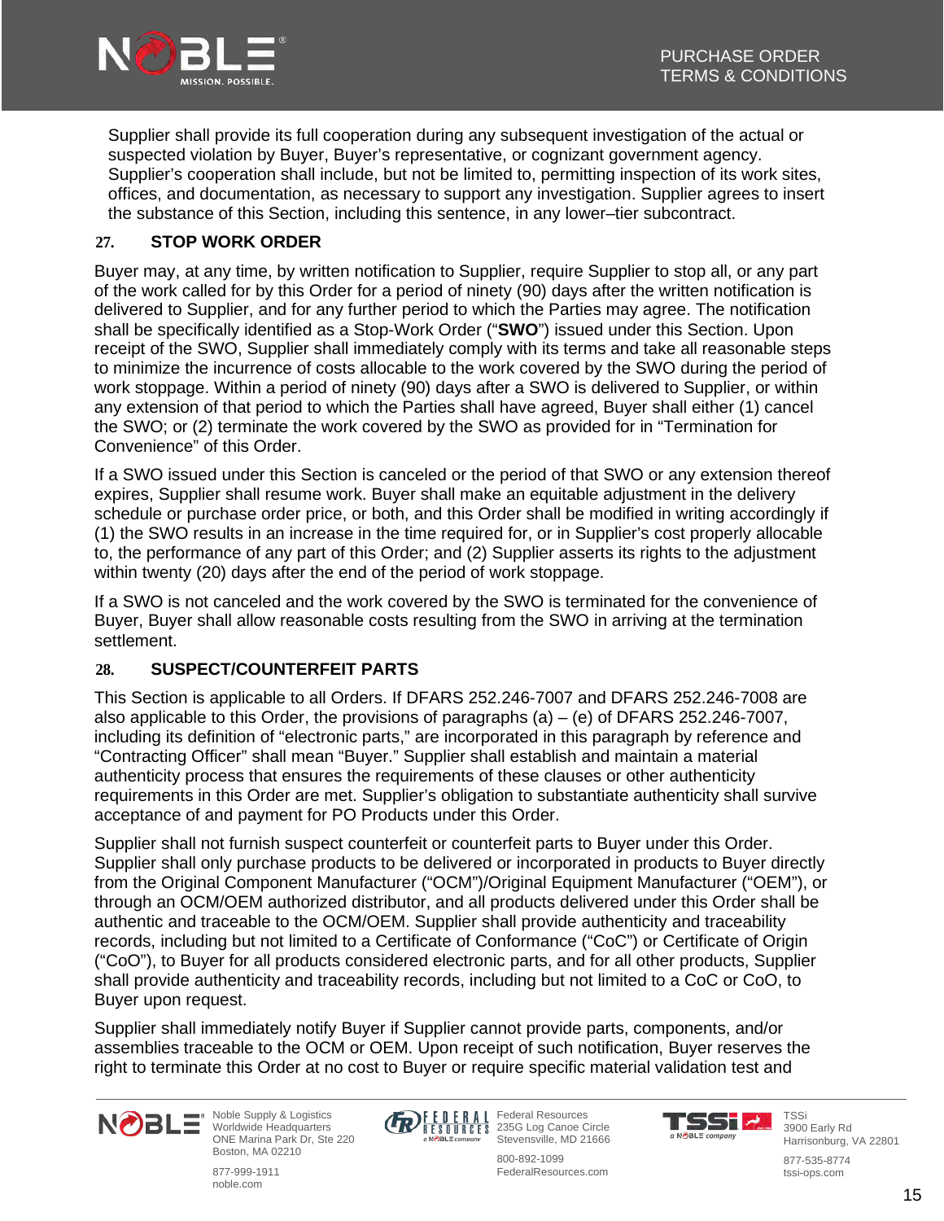Supplier shall provide its full cooperation during any subsequent investigation of the actual or suspected violation by Buyer, Buyer's representative, or cognizant government agency. Supplier's cooperation shall include, but not be limited to, permitting inspection of its work sites, offices, and documentation, as necessary to support any investigation. Supplier agrees to insert the substance of this Section, including this sentence, in any lower–tier subcontract.

## 27. STOP WORK ORDER

Buyer may, at any time, by written notification to Supplier, require Supplier to stop all, or any part of the work called for by this Order for a period of ninety (90) days after the written notification is delivered to Supplier, and for any further period to which the Parties may agree. The notification shall be specifically identified as a Stop-Work Order ("**SWO**") issued under this Section. Upon receipt of the SWO, Supplier shall immediately comply with its terms and take all reasonable steps to minimize the incurrence of costs allocable to the work covered by the SWO during the period of work stoppage. Within a period of ninety (90) days after a SWO is delivered to Supplier, or within any extension of that period to which the Parties shall have agreed, Buyer shall either (1) cancel the SWO; or (2) terminate the work covered by the SWO as provided for in "Termination for Convenience" of this Order.

If a SWO issued under this Section is canceled or the period of that SWO or any extension thereof expires, Supplier shall resume work. Buyer shall make an equitable adjustment in the delivery schedule or purchase order price, or both, and this Order shall be modified in writing accordingly if (1) the SWO results in an increase in the time required for, or in Supplier's cost properly allocable to, the performance of any part of this Order; and (2) Supplier asserts its rights to the adjustment within twenty (20) days after the end of the period of work stoppage.

If a SWO is not canceled and the work covered by the SWO is terminated for the convenience of Buyer, Buyer shall allow reasonable costs resulting from the SWO in arriving at the termination settlement.

## 28. SUSPECT/COUNTERFEIT PARTS

This Section is applicable to all Orders. If DFARS 252.246-7007 and DFARS 252.246-7008 are also applicable to this Order, the provisions of paragraphs (a) – (e) of DFARS 252.246-7007, including its definition of "electronic parts," are incorporated in this paragraph by reference and "Contracting Officer" shall mean "Buyer." Supplier shall establish and maintain a material authenticity process that ensures the requirements of these clauses or other authenticity requirements in this Order are met. Supplier's obligation to substantiate authenticity shall survive acceptance of and payment for PO Products under this Order.

Supplier shall not furnish suspect counterfeit or counterfeit parts to Buyer under this Order. Supplier shall only purchase products to be delivered or incorporated in products to Buyer directly from the Original Component Manufacturer ("OCM")/Original Equipment Manufacturer ("OEM"), or through an OCM/OEM authorized distributor, and all products delivered under this Order shall be authentic and traceable to the OCM/OEM. Supplier shall provide authenticity and traceability records, including but not limited to a Certificate of Conformance ("CoC") or Certificate of Origin ("CoO"), to Buyer for all products considered electronic parts, and for all other products, Supplier shall provide authenticity and traceability records, including but not limited to a CoC or CoO, to Buyer upon request.

Supplier shall immediately notify Buyer if Supplier cannot provide parts, components, and/or assemblies traceable to the OCM or OEM. Upon receipt of such notification, Buyer reserves the right to terminate this Order at no cost to Buyer or require specific material validation test and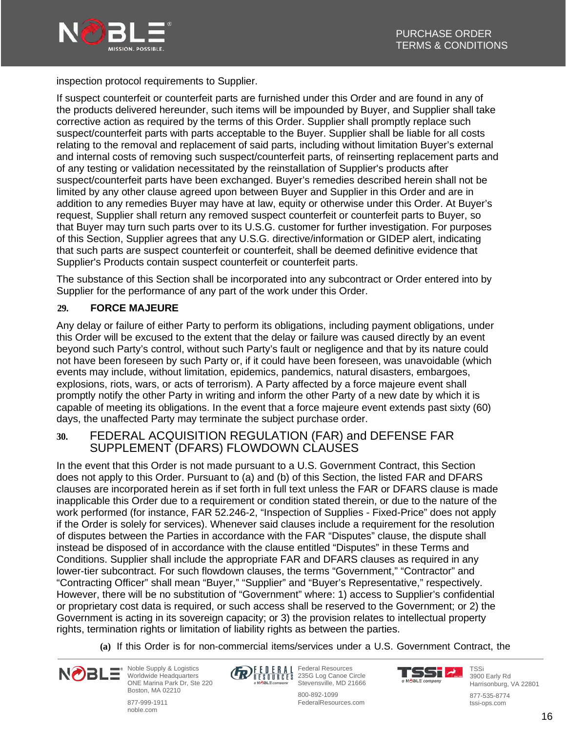inspection protocol requirements to Supplier.

If suspect counterfeit or counterfeit parts are furnished under this Order and are found in any of the products delivered hereunder, such items will be impounded by Buyer, and Supplier shall take corrective action as required by the terms of this Order. Supplier shall promptly replace such suspect/counterfeit parts with parts acceptable to the Buyer. Supplier shall be liable for all costs relating to the removal and replacement of said parts, including without limitation Buyer's external and internal costs of removing such suspect/counterfeit parts, of reinserting replacement parts and of any testing or validation necessitated by the reinstallation of Supplier's products after suspect/counterfeit parts have been exchanged. Buyer's remedies described herein shall not be limited by any other clause agreed upon between Buyer and Supplier in this Order and are in addition to any remedies Buyer may have at law, equity or otherwise under this Order. At Buyer's request, Supplier shall return any removed suspect counterfeit or counterfeit parts to Buyer, so that Buyer may turn such parts over to its U.S.G. customer for further investigation. For purposes of this Section, Supplier agrees that any U.S.G. directive/information or GIDEP alert, indicating that such parts are suspect counterfeit or counterfeit, shall be deemed definitive evidence that Supplier's Products contain suspect counterfeit or counterfeit parts.

The substance of this Section shall be incorporated into any subcontract or Order entered into by Supplier for the performance of any part of the work under this Order.

## 29. FORCE MAJEURE

Any delay or failure of either Party to perform its obligations, including payment obligations, under this Order will be excused to the extent that the delay or failure was caused directly by an event beyond such Party's control, without such Party's fault or negligence and that by its nature could not have been foreseen by such Party or, if it could have been foreseen, was unavoidable (which events may include, without limitation, epidemics, pandemics, natural disasters, embargoes, explosions, riots, wars, or acts of terrorism). A Party affected by a force majeure event shall promptly notify the other Party in writing and inform the other Party of a new date by which it is capable of meeting its obligations. In the event that a force majeure event extends past sixty (60) days, the unaffected Party may terminate the subject purchase order.

## 30. FEDERAL ACQUISITION REGULATION (FAR) and DEFENSE FAR SUPPLEMENT (DFARS) FLOWDOWN CLAUSES

In the event that this Order is not made pursuant to a U.S. Government Contract, this Section does not apply to this Order. Pursuant to (a) and (b) of this Section, the listed FAR and DFARS clauses are incorporated herein as if set forth in full text unless the FAR or DFARS clause is made inapplicable this Order due to a requirement or condition stated therein, or due to the nature of the work performed (for instance, FAR 52.246-2, "Inspection of Supplies - Fixed-Price" does not apply if the Order is solely for services). Whenever said clauses include a requirement for the resolution of disputes between the Parties in accordance with the FAR "Disputes" clause, the dispute shall instead be disposed of in accordance with the clause entitled "Disputes" in these Terms and Conditions. Supplier shall include the appropriate FAR and DFARS clauses as required in any lower-tier subcontract. For such flowdown clauses, the terms "Government," "Contractor" and "Contracting Officer" shall mean "Buyer," "Supplier" and "Buyer's Representative," respectively. However, there will be no substitution of "Government" where: 1) access to Supplier's confidential or proprietary cost data is required, or such access shall be reserved to the Government; or 2) the Government is acting in its sovereign capacity; or 3) the provision relates to intellectual property rights, termination rights or limitation of liability rights as between the parties.

**(a)** If this Order is for non-commercial items/services under a U.S. Government Contract, the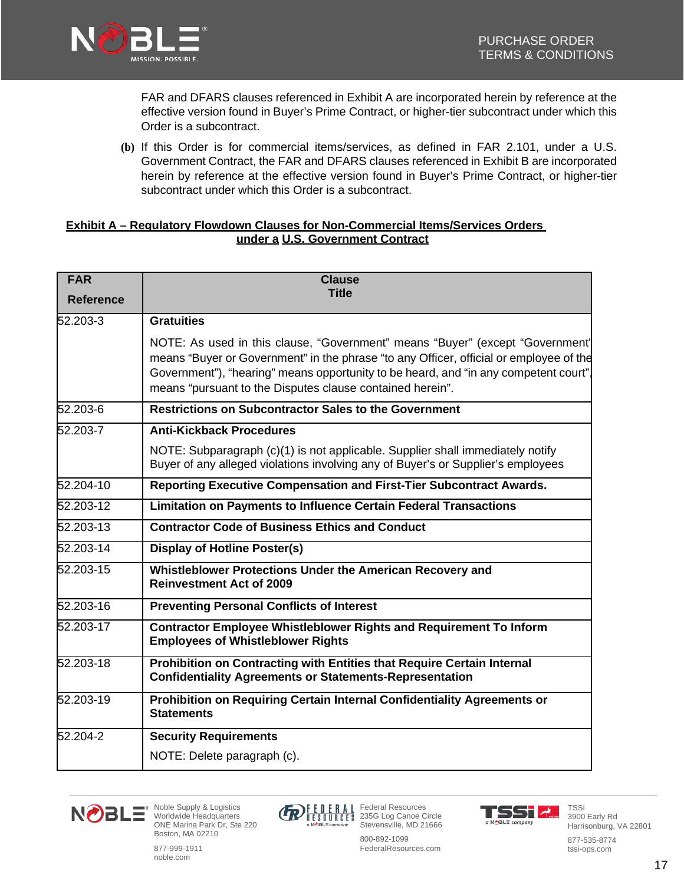FAR and DFARS clauses referenced in Exhibit A are incorporated herein by reference at the effective version found in Buyer's Prime Contract, or higher-tier subcontract under which this Order is a subcontract.

**(b)** If this Order is for commercial items/services, as defined in FAR 2.101, under a U.S. Government Contract, the FAR and DFARS clauses referenced in Exhibit B are incorporated herein by reference at the effective version found in Buyer's Prime Contract, or higher-tier subcontract under which this Order is a subcontract.

## Exhibit A – Regulatory Flowdown Clauses for Non-Commercial Items/Services Orders under a U.S. Government Contract

| FAR Reference | Clause Title |
|---|---|
| 52.203-3 | **Gratuities**<br><br>NOTE: As used in this clause, "Government" means "Buyer" (except "Government" means "Buyer or Government" in the phrase "to any Officer, official or employee of the Government"), "hearing" means opportunity to be heard, and "in any competent court", means "pursuant to the Disputes clause contained herein". |
| 52.203-6 | **Restrictions on Subcontractor Sales to the Government** |
| 52.203-7 | **Anti-Kickback Procedures**<br><br>NOTE: Subparagraph (c)(1) is not applicable. Supplier shall immediately notify Buyer of any alleged violations involving any of Buyer's or Supplier's employees |
| 52.204-10 | **Reporting Executive Compensation and First-Tier Subcontract Awards.** |
| 52.203-12 | **Limitation on Payments to Influence Certain Federal Transactions** |
| 52.203-13 | **Contractor Code of Business Ethics and Conduct** |
| 52.203-14 | **Display of Hotline Poster(s)** |
| 52.203-15 | **Whistleblower Protections Under the American Recovery and Reinvestment Act of 2009** |
| 52.203-16 | **Preventing Personal Conflicts of Interest** |
| 52.203-17 | **Contractor Employee Whistleblower Rights and Requirement To Inform Employees of Whistleblower Rights** |
| 52.203-18 | **Prohibition on Contracting with Entities that Require Certain Internal Confidentiality Agreements or Statements-Representation** |
| 52.203-19 | **Prohibition on Requiring Certain Internal Confidentiality Agreements or Statements** |
| 52.204-2 | **Security Requirements**<br><br>NOTE: Delete paragraph (c). |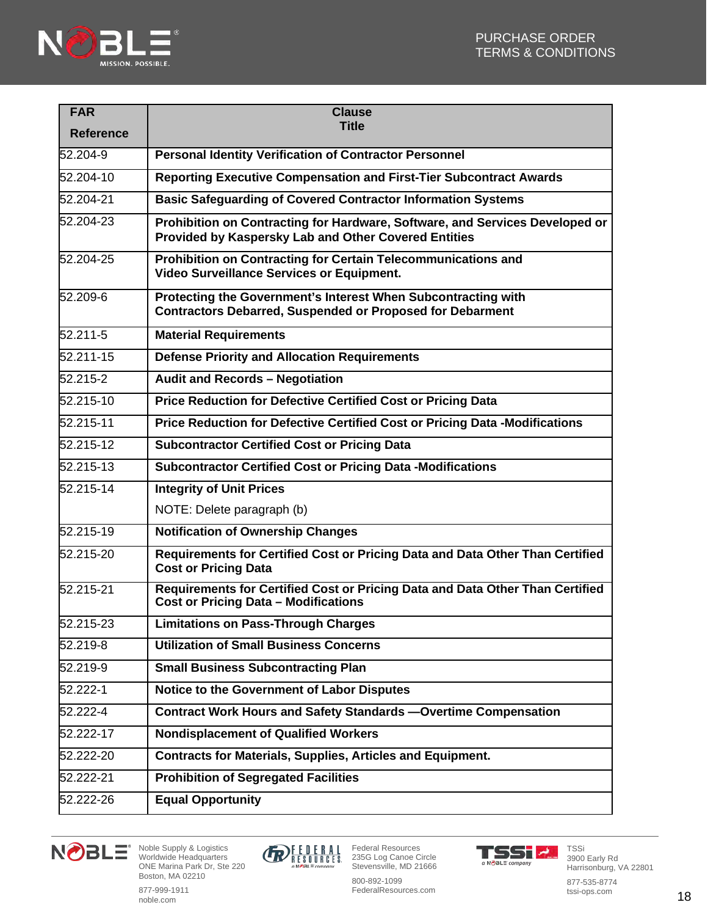| FAR Reference | Clause Title |
|---|---|
| 52.204-9 | **Personal Identity Verification of Contractor Personnel** |
| 52.204-10 | **Reporting Executive Compensation and First-Tier Subcontract Awards** |
| 52.204-21 | **Basic Safeguarding of Covered Contractor Information Systems** |
| 52.204-23 | **Prohibition on Contracting for Hardware, Software, and Services Developed or Provided by Kaspersky Lab and Other Covered Entities** |
| 52.204-25 | **Prohibition on Contracting for Certain Telecommunications and Video Surveillance Services or Equipment.** |
| 52.209-6 | **Protecting the Government's Interest When Subcontracting with Contractors Debarred, Suspended or Proposed for Debarment** |
| 52.211-5 | **Material Requirements** |
| 52.211-15 | **Defense Priority and Allocation Requirements** |
| 52.215-2 | **Audit and Records – Negotiation** |
| 52.215-10 | **Price Reduction for Defective Certified Cost or Pricing Data** |
| 52.215-11 | **Price Reduction for Defective Certified Cost or Pricing Data -Modifications** |
| 52.215-12 | **Subcontractor Certified Cost or Pricing Data** |
| 52.215-13 | **Subcontractor Certified Cost or Pricing Data -Modifications** |
| 52.215-14 | **Integrity of Unit Prices** NOTE: Delete paragraph (b) |
| 52.215-19 | **Notification of Ownership Changes** |
| 52.215-20 | **Requirements for Certified Cost or Pricing Data and Data Other Than Certified Cost or Pricing Data** |
| 52.215-21 | **Requirements for Certified Cost or Pricing Data and Data Other Than Certified Cost or Pricing Data – Modifications** |
| 52.215-23 | **Limitations on Pass-Through Charges** |
| 52.219-8 | **Utilization of Small Business Concerns** |
| 52.219-9 | **Small Business Subcontracting Plan** |
| 52.222-1 | **Notice to the Government of Labor Disputes** |
| 52.222-4 | **Contract Work Hours and Safety Standards —Overtime Compensation** |
| 52.222-17 | **Nondisplacement of Qualified Workers** |
| 52.222-20 | **Contracts for Materials, Supplies, Articles and Equipment.** |
| 52.222-21 | **Prohibition of Segregated Facilities** |
| 52.222-26 | **Equal Opportunity** |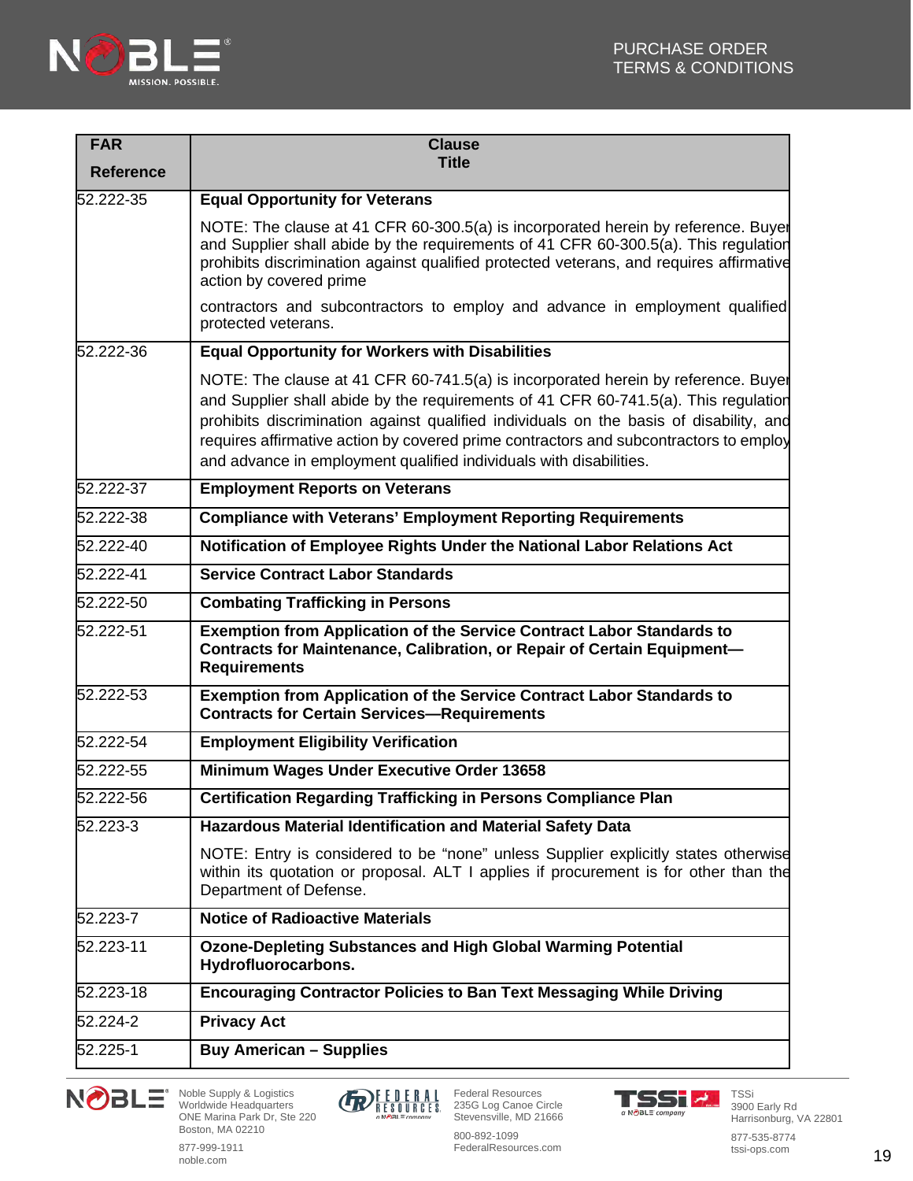| FAR Reference | Clause Title |
|---|---|
| 52.222-35 | **Equal Opportunity for Veterans**<br><br>NOTE: The clause at 41 CFR 60-300.5(a) is incorporated herein by reference. Buyer and Supplier shall abide by the requirements of 41 CFR 60-300.5(a). This regulation prohibits discrimination against qualified protected veterans, and requires affirmative action by covered prime<br><br>contractors and subcontractors to employ and advance in employment qualified protected veterans. |
| 52.222-36 | **Equal Opportunity for Workers with Disabilities**<br><br>NOTE: The clause at 41 CFR 60-741.5(a) is incorporated herein by reference. Buyer and Supplier shall abide by the requirements of 41 CFR 60-741.5(a). This regulation prohibits discrimination against qualified individuals on the basis of disability, and requires affirmative action by covered prime contractors and subcontractors to employ and advance in employment qualified individuals with disabilities. |
| 52.222-37 | **Employment Reports on Veterans** |
| 52.222-38 | **Compliance with Veterans' Employment Reporting Requirements** |
| 52.222-40 | **Notification of Employee Rights Under the National Labor Relations Act** |
| 52.222-41 | **Service Contract Labor Standards** |
| 52.222-50 | **Combating Trafficking in Persons** |
| 52.222-51 | **Exemption from Application of the Service Contract Labor Standards to Contracts for Maintenance, Calibration, or Repair of Certain Equipment—Requirements** |
| 52.222-53 | **Exemption from Application of the Service Contract Labor Standards to Contracts for Certain Services—Requirements** |
| 52.222-54 | **Employment Eligibility Verification** |
| 52.222-55 | **Minimum Wages Under Executive Order 13658** |
| 52.222-56 | **Certification Regarding Trafficking in Persons Compliance Plan** |
| 52.223-3 | **Hazardous Material Identification and Material Safety Data**<br><br>NOTE: Entry is considered to be "none" unless Supplier explicitly states otherwise within its quotation or proposal. ALT I applies if procurement is for other than the Department of Defense. |
| 52.223-7 | **Notice of Radioactive Materials** |
| 52.223-11 | **Ozone-Depleting Substances and High Global Warming Potential Hydrofluorocarbons.** |
| 52.223-18 | **Encouraging Contractor Policies to Ban Text Messaging While Driving** |
| 52.224-2 | **Privacy Act** |
| 52.225-1 | **Buy American – Supplies** |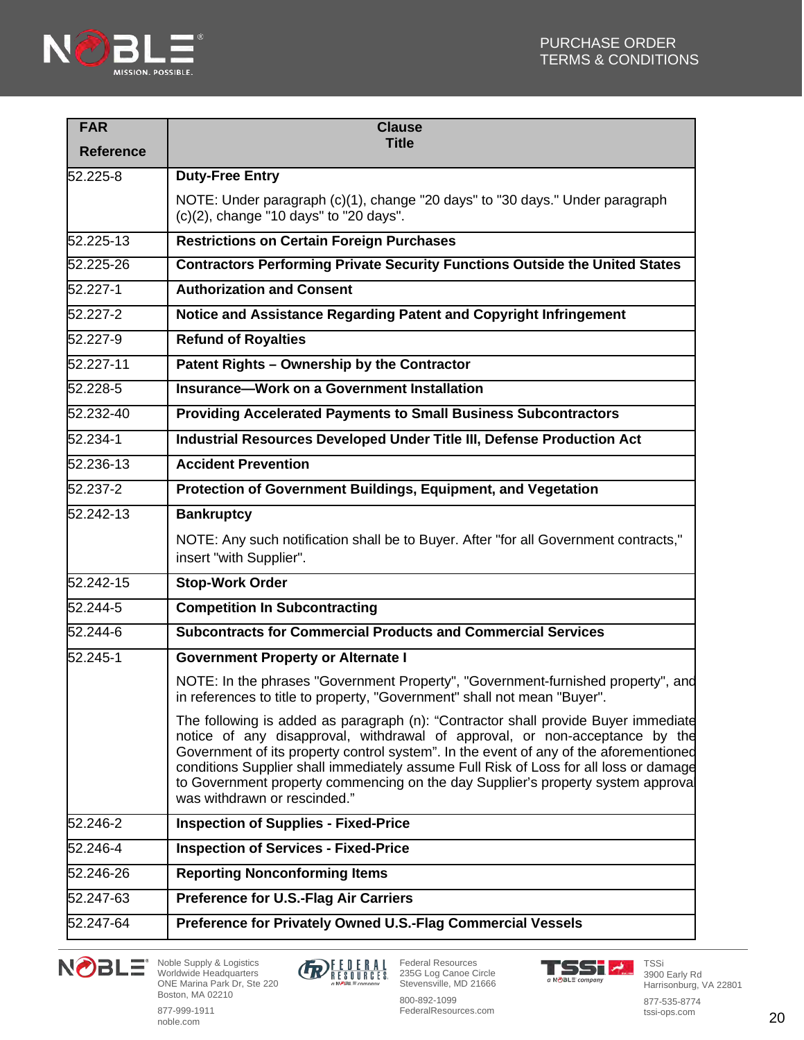| FAR Reference | Clause Title |
|---|---|
| 52.225-8 | **Duty-Free Entry**<br><br>NOTE: Under paragraph (c)(1), change "20 days" to "30 days." Under paragraph (c)(2), change "10 days" to "20 days". |
| 52.225-13 | **Restrictions on Certain Foreign Purchases** |
| 52.225-26 | **Contractors Performing Private Security Functions Outside the United States** |
| 52.227-1 | **Authorization and Consent** |
| 52.227-2 | **Notice and Assistance Regarding Patent and Copyright Infringement** |
| 52.227-9 | **Refund of Royalties** |
| 52.227-11 | **Patent Rights – Ownership by the Contractor** |
| 52.228-5 | **Insurance—Work on a Government Installation** |
| 52.232-40 | **Providing Accelerated Payments to Small Business Subcontractors** |
| 52.234-1 | **Industrial Resources Developed Under Title III, Defense Production Act** |
| 52.236-13 | **Accident Prevention** |
| 52.237-2 | **Protection of Government Buildings, Equipment, and Vegetation** |
| 52.242-13 | **Bankruptcy**<br><br>NOTE: Any such notification shall be to Buyer. After "for all Government contracts," insert "with Supplier". |
| 52.242-15 | **Stop-Work Order** |
| 52.244-5 | **Competition In Subcontracting** |
| 52.244-6 | **Subcontracts for Commercial Products and Commercial Services** |
| 52.245-1 | **Government Property or Alternate I**<br><br>NOTE: In the phrases "Government Property", "Government-furnished property", and in references to title to property, "Government" shall not mean "Buyer".<br><br>The following is added as paragraph (n): "Contractor shall provide Buyer immediate notice of any disapproval, withdrawal of approval, or non-acceptance by the Government of its property control system". In the event of any of the aforementioned conditions Supplier shall immediately assume Full Risk of Loss for all loss or damage to Government property commencing on the day Supplier's property system approval was withdrawn or rescinded." |
| 52.246-2 | **Inspection of Supplies - Fixed-Price** |
| 52.246-4 | **Inspection of Services - Fixed-Price** |
| 52.246-26 | **Reporting Nonconforming Items** |
| 52.247-63 | **Preference for U.S.-Flag Air Carriers** |
| 52.247-64 | **Preference for Privately Owned U.S.-Flag Commercial Vessels** |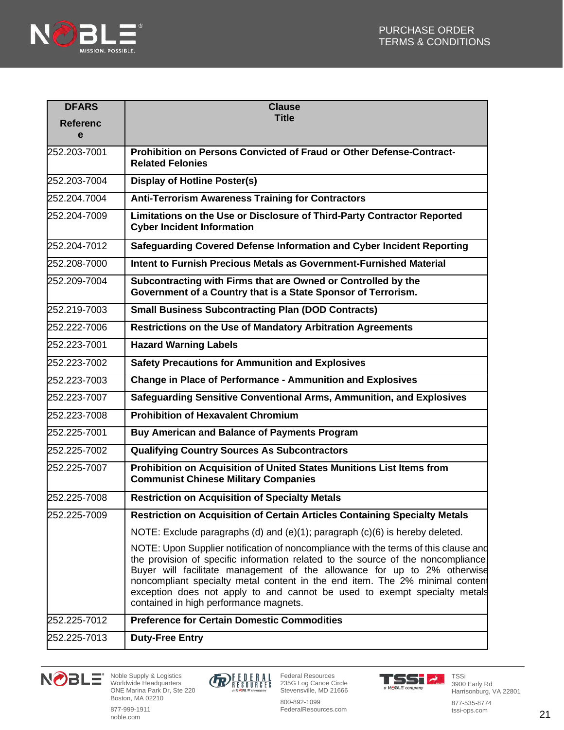| DFARS Reference | Clause Title |
|---|---|
| 252.203-7001 | **Prohibition on Persons Convicted of Fraud or Other Defense-Contract-Related Felonies** |
| 252.203-7004 | **Display of Hotline Poster(s)** |
| 252.204.7004 | **Anti-Terrorism Awareness Training for Contractors** |
| 252.204-7009 | **Limitations on the Use or Disclosure of Third-Party Contractor Reported Cyber Incident Information** |
| 252.204-7012 | **Safeguarding Covered Defense Information and Cyber Incident Reporting** |
| 252.208-7000 | **Intent to Furnish Precious Metals as Government-Furnished Material** |
| 252.209-7004 | **Subcontracting with Firms that are Owned or Controlled by the Government of a Country that is a State Sponsor of Terrorism.** |
| 252.219-7003 | **Small Business Subcontracting Plan (DOD Contracts)** |
| 252.222-7006 | **Restrictions on the Use of Mandatory Arbitration Agreements** |
| 252.223-7001 | **Hazard Warning Labels** |
| 252.223-7002 | **Safety Precautions for Ammunition and Explosives** |
| 252.223-7003 | **Change in Place of Performance - Ammunition and Explosives** |
| 252.223-7007 | **Safeguarding Sensitive Conventional Arms, Ammunition, and Explosives** |
| 252.223-7008 | **Prohibition of Hexavalent Chromium** |
| 252.225-7001 | **Buy American and Balance of Payments Program** |
| 252.225-7002 | **Qualifying Country Sources As Subcontractors** |
| 252.225-7007 | **Prohibition on Acquisition of United States Munitions List Items from Communist Chinese Military Companies** |
| 252.225-7008 | **Restriction on Acquisition of Specialty Metals** |
| 252.225-7009 | **Restriction on Acquisition of Certain Articles Containing Specialty Metals**<br><br>NOTE: Exclude paragraphs (d) and (e)(1); paragraph (c)(6) is hereby deleted.<br><br>NOTE: Upon Supplier notification of noncompliance with the terms of this clause and the provision of specific information related to the source of the noncompliance, Buyer will facilitate management of the allowance for up to 2% otherwise noncompliant specialty metal content in the end item. The 2% minimal content exception does not apply to and cannot be used to exempt specialty metals contained in high performance magnets. |
| 252.225-7012 | **Preference for Certain Domestic Commodities** |
| 252.225-7013 | **Duty-Free Entry** |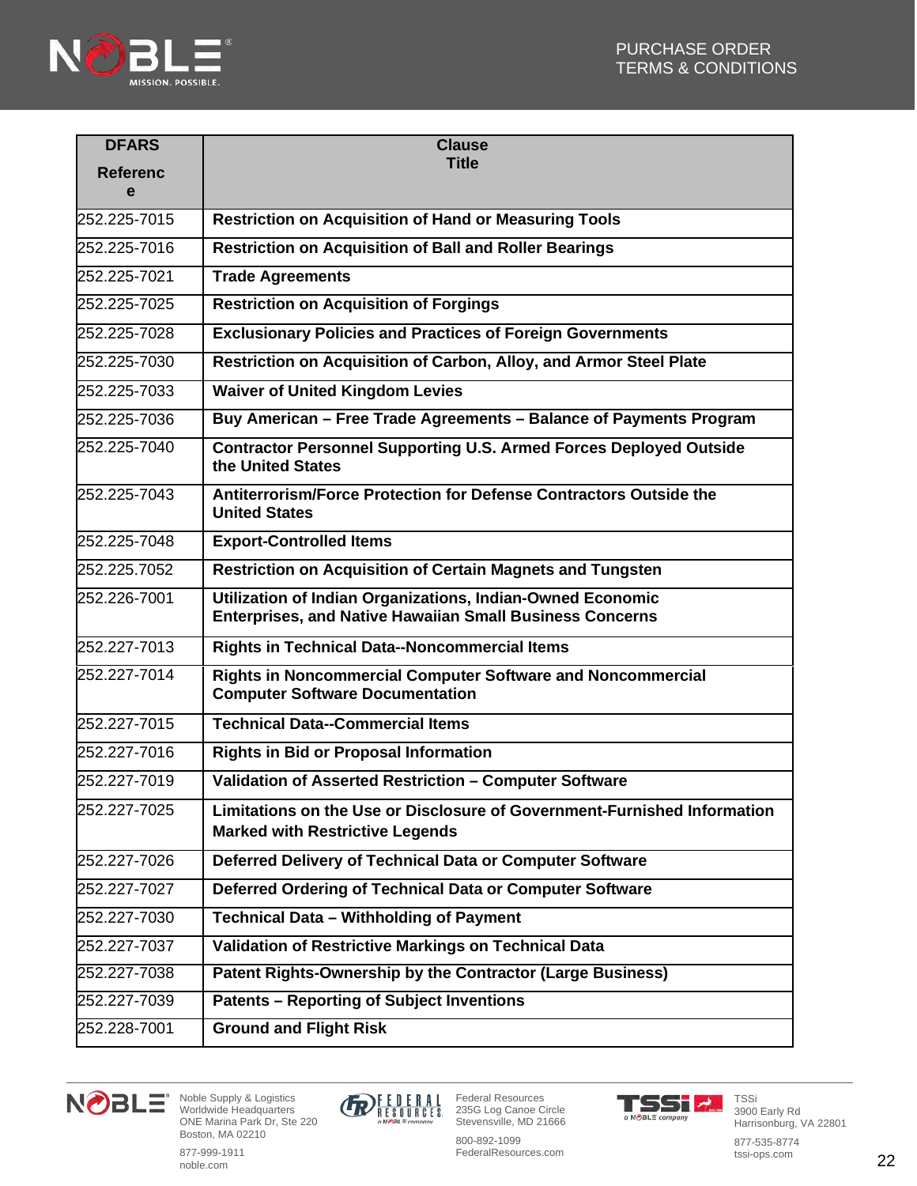| DFARS Reference | Clause Title |
|---|---|
| 252.225-7015 | **Restriction on Acquisition of Hand or Measuring Tools** |
| 252.225-7016 | **Restriction on Acquisition of Ball and Roller Bearings** |
| 252.225-7021 | **Trade Agreements** |
| 252.225-7025 | **Restriction on Acquisition of Forgings** |
| 252.225-7028 | **Exclusionary Policies and Practices of Foreign Governments** |
| 252.225-7030 | **Restriction on Acquisition of Carbon, Alloy, and Armor Steel Plate** |
| 252.225-7033 | **Waiver of United Kingdom Levies** |
| 252.225-7036 | **Buy American – Free Trade Agreements – Balance of Payments Program** |
| 252.225-7040 | **Contractor Personnel Supporting U.S. Armed Forces Deployed Outside the United States** |
| 252.225-7043 | **Antiterrorism/Force Protection for Defense Contractors Outside the United States** |
| 252.225-7048 | **Export-Controlled Items** |
| 252.225.7052 | **Restriction on Acquisition of Certain Magnets and Tungsten** |
| 252.226-7001 | **Utilization of Indian Organizations, Indian-Owned Economic Enterprises, and Native Hawaiian Small Business Concerns** |
| 252.227-7013 | **Rights in Technical Data--Noncommercial Items** |
| 252.227-7014 | **Rights in Noncommercial Computer Software and Noncommercial Computer Software Documentation** |
| 252.227-7015 | **Technical Data--Commercial Items** |
| 252.227-7016 | **Rights in Bid or Proposal Information** |
| 252.227-7019 | **Validation of Asserted Restriction – Computer Software** |
| 252.227-7025 | **Limitations on the Use or Disclosure of Government-Furnished Information Marked with Restrictive Legends** |
| 252.227-7026 | **Deferred Delivery of Technical Data or Computer Software** |
| 252.227-7027 | **Deferred Ordering of Technical Data or Computer Software** |
| 252.227-7030 | **Technical Data – Withholding of Payment** |
| 252.227-7037 | **Validation of Restrictive Markings on Technical Data** |
| 252.227-7038 | **Patent Rights-Ownership by the Contractor (Large Business)** |
| 252.227-7039 | **Patents – Reporting of Subject Inventions** |
| 252.228-7001 | **Ground and Flight Risk** |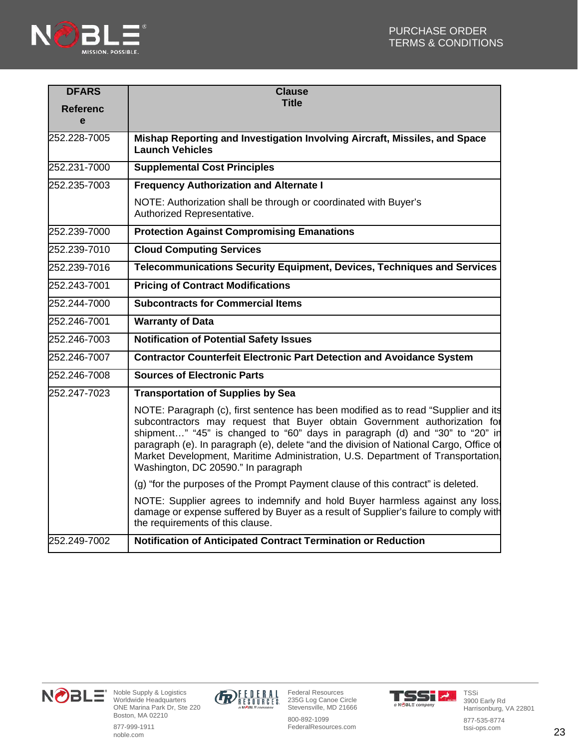| DFARS Reference | Clause Title |
|---|---|
| 252.228-7005 | **Mishap Reporting and Investigation Involving Aircraft, Missiles, and Space Launch Vehicles** |
| 252.231-7000 | **Supplemental Cost Principles** |
| 252.235-7003 | **Frequency Authorization and Alternate I**<br><br>NOTE: Authorization shall be through or coordinated with Buyer's Authorized Representative. |
| 252.239-7000 | **Protection Against Compromising Emanations** |
| 252.239-7010 | **Cloud Computing Services** |
| 252.239-7016 | **Telecommunications Security Equipment, Devices, Techniques and Services** |
| 252.243-7001 | **Pricing of Contract Modifications** |
| 252.244-7000 | **Subcontracts for Commercial Items** |
| 252.246-7001 | **Warranty of Data** |
| 252.246-7003 | **Notification of Potential Safety Issues** |
| 252.246-7007 | **Contractor Counterfeit Electronic Part Detection and Avoidance System** |
| 252.246-7008 | **Sources of Electronic Parts** |
| 252.247-7023 | **Transportation of Supplies by Sea**<br><br>NOTE: Paragraph (c), first sentence has been modified as to read "Supplier and its subcontractors may request that Buyer obtain Government authorization for shipment…" "45" is changed to "60" days in paragraph (d) and "30" to "20" in paragraph (e). In paragraph (e), delete "and the division of National Cargo, Office of Market Development, Maritime Administration, U.S. Department of Transportation, Washington, DC 20590." In paragraph<br><br>(g) "for the purposes of the Prompt Payment clause of this contract" is deleted.<br><br>NOTE: Supplier agrees to indemnify and hold Buyer harmless against any loss, damage or expense suffered by Buyer as a result of Supplier's failure to comply with the requirements of this clause. |
| 252.249-7002 | **Notification of Anticipated Contract Termination or Reduction** |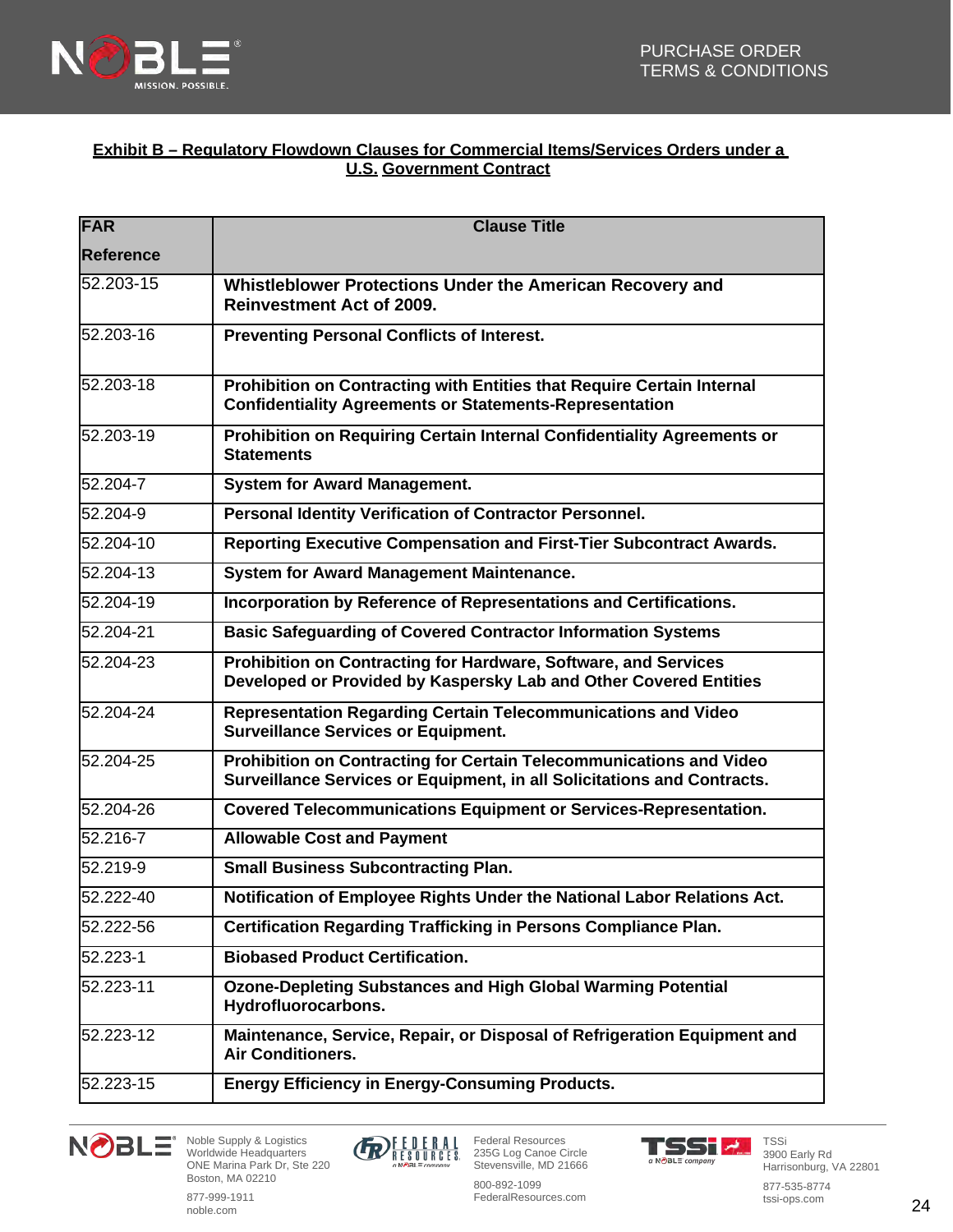**Exhibit B – Regulatory Flowdown Clauses for Commercial Items/Services Orders under a U.S. Government Contract**

| FAR Reference | Clause Title |
|---|---|
| 52.203-15 | **Whistleblower Protections Under the American Recovery and Reinvestment Act of 2009.** |
| 52.203-16 | **Preventing Personal Conflicts of Interest.** |
| 52.203-18 | **Prohibition on Contracting with Entities that Require Certain Internal Confidentiality Agreements or Statements-Representation** |
| 52.203-19 | **Prohibition on Requiring Certain Internal Confidentiality Agreements or Statements** |
| 52.204-7 | **System for Award Management.** |
| 52.204-9 | **Personal Identity Verification of Contractor Personnel.** |
| 52.204-10 | **Reporting Executive Compensation and First-Tier Subcontract Awards.** |
| 52.204-13 | **System for Award Management Maintenance.** |
| 52.204-19 | **Incorporation by Reference of Representations and Certifications.** |
| 52.204-21 | **Basic Safeguarding of Covered Contractor Information Systems** |
| 52.204-23 | **Prohibition on Contracting for Hardware, Software, and Services Developed or Provided by Kaspersky Lab and Other Covered Entities** |
| 52.204-24 | **Representation Regarding Certain Telecommunications and Video Surveillance Services or Equipment.** |
| 52.204-25 | **Prohibition on Contracting for Certain Telecommunications and Video Surveillance Services or Equipment, in all Solicitations and Contracts.** |
| 52.204-26 | **Covered Telecommunications Equipment or Services-Representation.** |
| 52.216-7 | **Allowable Cost and Payment** |
| 52.219-9 | **Small Business Subcontracting Plan.** |
| 52.222-40 | **Notification of Employee Rights Under the National Labor Relations Act.** |
| 52.222-56 | **Certification Regarding Trafficking in Persons Compliance Plan.** |
| 52.223-1 | **Biobased Product Certification.** |
| 52.223-11 | **Ozone-Depleting Substances and High Global Warming Potential Hydrofluorocarbons.** |
| 52.223-12 | **Maintenance, Service, Repair, or Disposal of Refrigeration Equipment and Air Conditioners.** |
| 52.223-15 | **Energy Efficiency in Energy-Consuming Products.** |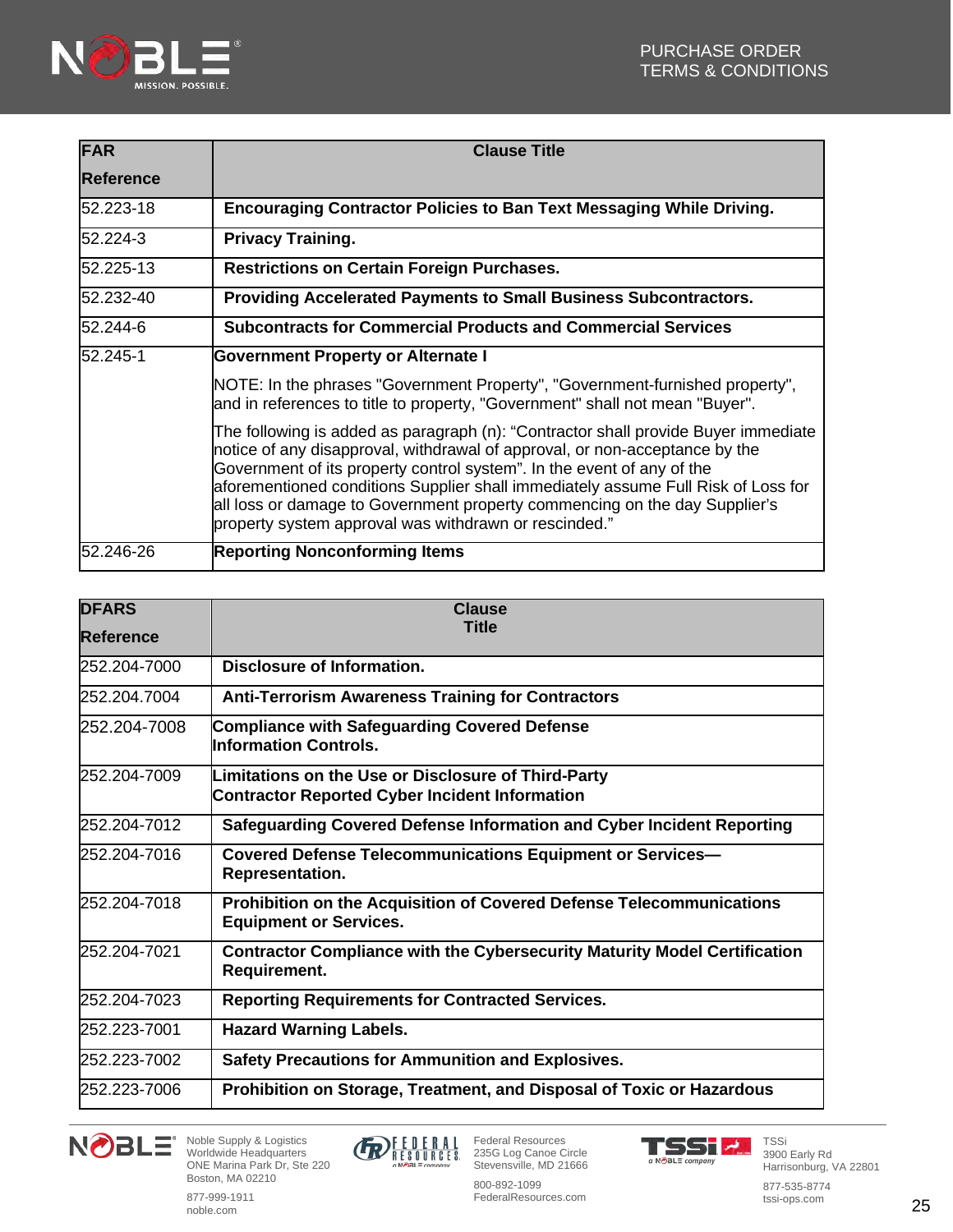| FAR Reference | Clause Title |
|---|---|
| 52.223-18 | **Encouraging Contractor Policies to Ban Text Messaging While Driving.** |
| 52.224-3 | **Privacy Training.** |
| 52.225-13 | **Restrictions on Certain Foreign Purchases.** |
| 52.232-40 | **Providing Accelerated Payments to Small Business Subcontractors.** |
| 52.244-6 | **Subcontracts for Commercial Products and Commercial Services** |
| 52.245-1 | **Government Property or Alternate I**<br><br>NOTE: In the phrases "Government Property", "Government-furnished property", and in references to title to property, "Government" shall not mean "Buyer".<br><br>The following is added as paragraph (n): "Contractor shall provide Buyer immediate notice of any disapproval, withdrawal of approval, or non-acceptance by the Government of its property control system". In the event of any of the aforementioned conditions Supplier shall immediately assume Full Risk of Loss for all loss or damage to Government property commencing on the day Supplier's property system approval was withdrawn or rescinded." |
| 52.246-26 | **Reporting Nonconforming Items** |

| DFARS Reference | Clause Title |
|---|---|
| 252.204-7000 | **Disclosure of Information.** |
| 252.204.7004 | **Anti-Terrorism Awareness Training for Contractors** |
| 252.204-7008 | **Compliance with Safeguarding Covered Defense Information Controls.** |
| 252.204-7009 | **Limitations on the Use or Disclosure of Third-Party Contractor Reported Cyber Incident Information** |
| 252.204-7012 | **Safeguarding Covered Defense Information and Cyber Incident Reporting** |
| 252.204-7016 | **Covered Defense Telecommunications Equipment or Services—Representation.** |
| 252.204-7018 | **Prohibition on the Acquisition of Covered Defense Telecommunications Equipment or Services.** |
| 252.204-7021 | **Contractor Compliance with the Cybersecurity Maturity Model Certification Requirement.** |
| 252.204-7023 | **Reporting Requirements for Contracted Services.** |
| 252.223-7001 | **Hazard Warning Labels.** |
| 252.223-7002 | **Safety Precautions for Ammunition and Explosives.** |
| 252.223-7006 | **Prohibition on Storage, Treatment, and Disposal of Toxic or Hazardous** |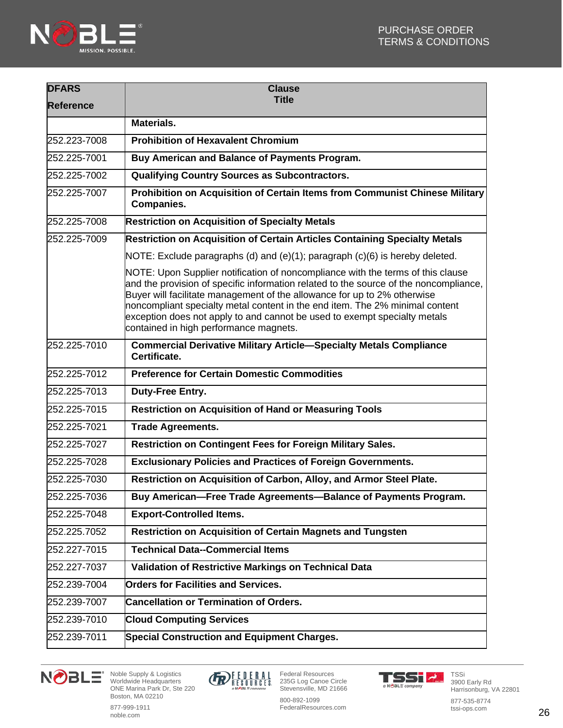| DFARS Reference | Clause Title |
|---|---|
| | **Materials.** |
| 252.223-7008 | **Prohibition of Hexavalent Chromium** |
| 252.225-7001 | **Buy American and Balance of Payments Program.** |
| 252.225-7002 | **Qualifying Country Sources as Subcontractors.** |
| 252.225-7007 | **Prohibition on Acquisition of Certain Items from Communist Chinese Military Companies.** |
| 252.225-7008 | **Restriction on Acquisition of Specialty Metals** |
| 252.225-7009 | **Restriction on Acquisition of Certain Articles Containing Specialty Metals**<br>NOTE: Exclude paragraphs (d) and (e)(1); paragraph (c)(6) is hereby deleted.<br>NOTE: Upon Supplier notification of noncompliance with the terms of this clause and the provision of specific information related to the source of the noncompliance, Buyer will facilitate management of the allowance for up to 2% otherwise noncompliant specialty metal content in the end item. The 2% minimal content exception does not apply to and cannot be used to exempt specialty metals contained in high performance magnets. |
| 252.225-7010 | **Commercial Derivative Military Article—Specialty Metals Compliance Certificate.** |
| 252.225-7012 | **Preference for Certain Domestic Commodities** |
| 252.225-7013 | **Duty-Free Entry.** |
| 252.225-7015 | **Restriction on Acquisition of Hand or Measuring Tools** |
| 252.225-7021 | **Trade Agreements.** |
| 252.225-7027 | **Restriction on Contingent Fees for Foreign Military Sales.** |
| 252.225-7028 | **Exclusionary Policies and Practices of Foreign Governments.** |
| 252.225-7030 | **Restriction on Acquisition of Carbon, Alloy, and Armor Steel Plate.** |
| 252.225-7036 | **Buy American—Free Trade Agreements—Balance of Payments Program.** |
| 252.225-7048 | **Export-Controlled Items.** |
| 252.225.7052 | **Restriction on Acquisition of Certain Magnets and Tungsten** |
| 252.227-7015 | **Technical Data--Commercial Items** |
| 252.227-7037 | **Validation of Restrictive Markings on Technical Data** |
| 252.239-7004 | **Orders for Facilities and Services.** |
| 252.239-7007 | **Cancellation or Termination of Orders.** |
| 252.239-7010 | **Cloud Computing Services** |
| 252.239-7011 | **Special Construction and Equipment Charges.** |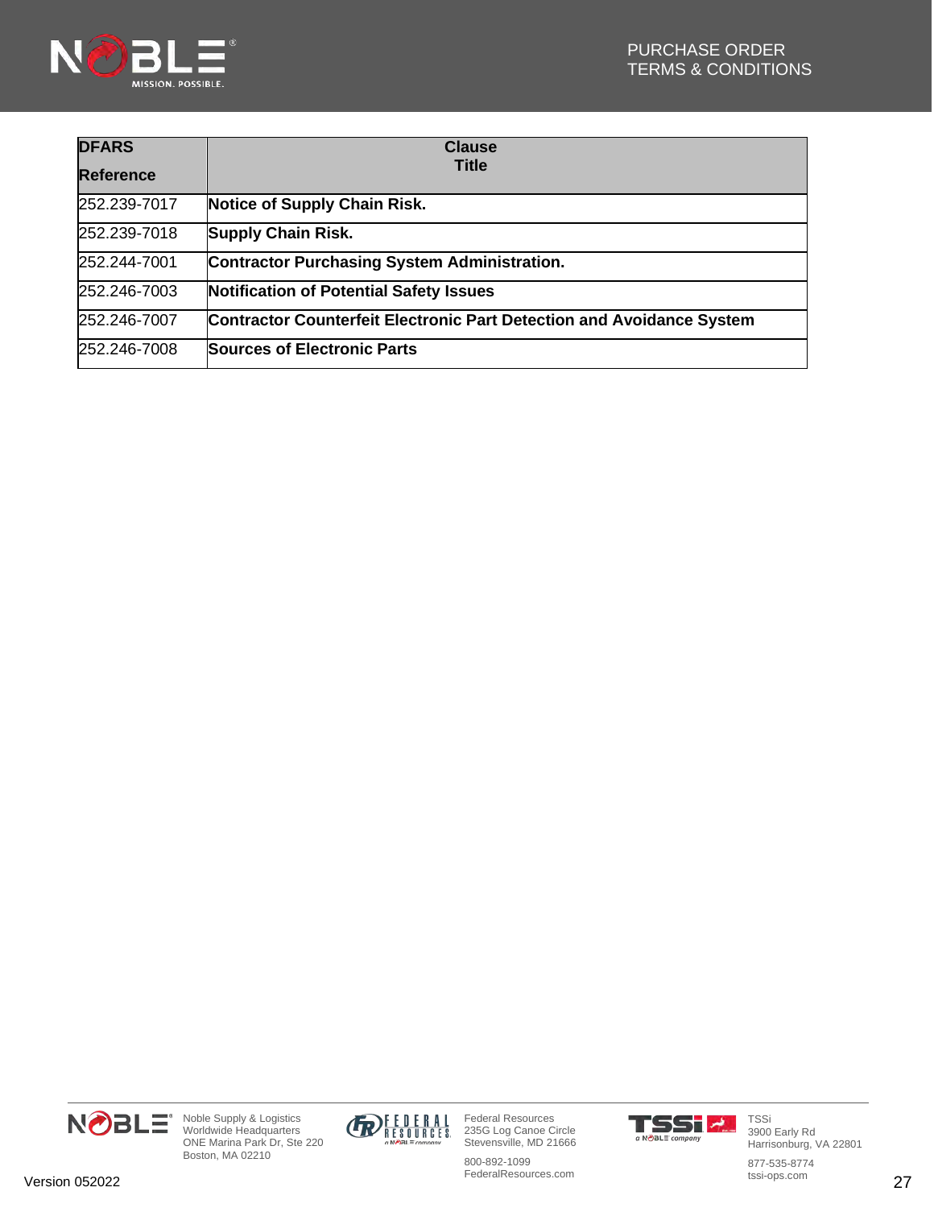| DFARS Reference | Clause Title |
| --- | --- |
| 252.239-7017 | **Notice of Supply Chain Risk.** |
| 252.239-7018 | **Supply Chain Risk.** |
| 252.244-7001 | **Contractor Purchasing System Administration.** |
| 252.246-7003 | **Notification of Potential Safety Issues** |
| 252.246-7007 | **Contractor Counterfeit Electronic Part Detection and Avoidance System** |
| 252.246-7008 | **Sources of Electronic Parts** |